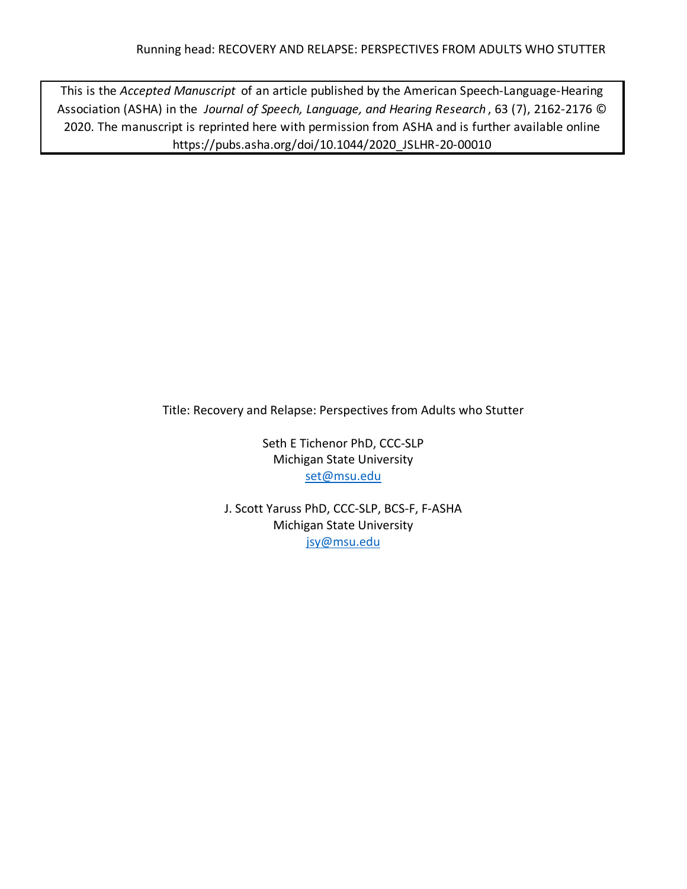This is the *Accepted Manuscript* of an article published by the American Speech-Language-Hearing Association (ASHA) in the *Journal of Speech, Language, and Hearing Research*, 63 (7), 2162-2176 © 2020. The manuscript is reprinted here with permission from ASHA and is further available online https://pubs.asha.org/doi/10.1044/2020_JSLHR-20-00010

Title: Recovery and Relapse: Perspectives from Adults who Stutter

Seth E Tichenor PhD, CCC-SLP
Michigan State University
set@msu.edu

J. Scott Yaruss PhD, CCC-SLP, BCS-F, F-ASHA
Michigan State University
jsy@msu.edu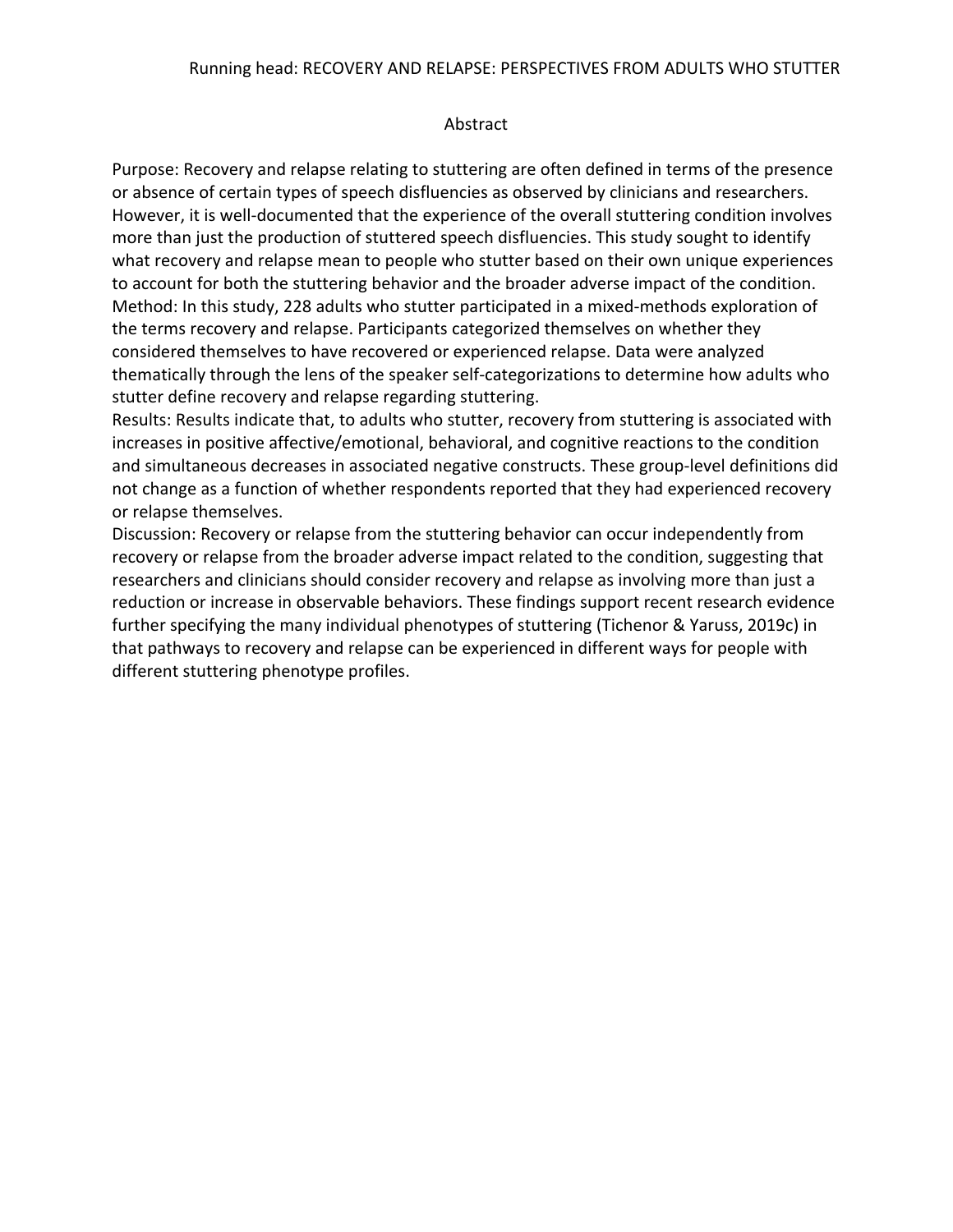## Abstract

Purpose: Recovery and relapse relating to stuttering are often defined in terms of the presence or absence of certain types of speech disfluencies as observed by clinicians and researchers. However, it is well-documented that the experience of the overall stuttering condition involves more than just the production of stuttered speech disfluencies. This study sought to identify what recovery and relapse mean to people who stutter based on their own unique experiences to account for both the stuttering behavior and the broader adverse impact of the condition.

Method: In this study, 228 adults who stutter participated in a mixed-methods exploration of the terms recovery and relapse. Participants categorized themselves on whether they considered themselves to have recovered or experienced relapse. Data were analyzed thematically through the lens of the speaker self-categorizations to determine how adults who stutter define recovery and relapse regarding stuttering.

Results: Results indicate that, to adults who stutter, recovery from stuttering is associated with increases in positive affective/emotional, behavioral, and cognitive reactions to the condition and simultaneous decreases in associated negative constructs. These group-level definitions did not change as a function of whether respondents reported that they had experienced recovery or relapse themselves.

Discussion: Recovery or relapse from the stuttering behavior can occur independently from recovery or relapse from the broader adverse impact related to the condition, suggesting that researchers and clinicians should consider recovery and relapse as involving more than just a reduction or increase in observable behaviors. These findings support recent research evidence further specifying the many individual phenotypes of stuttering (Tichenor & Yaruss, 2019c) in that pathways to recovery and relapse can be experienced in different ways for people with different stuttering phenotype profiles.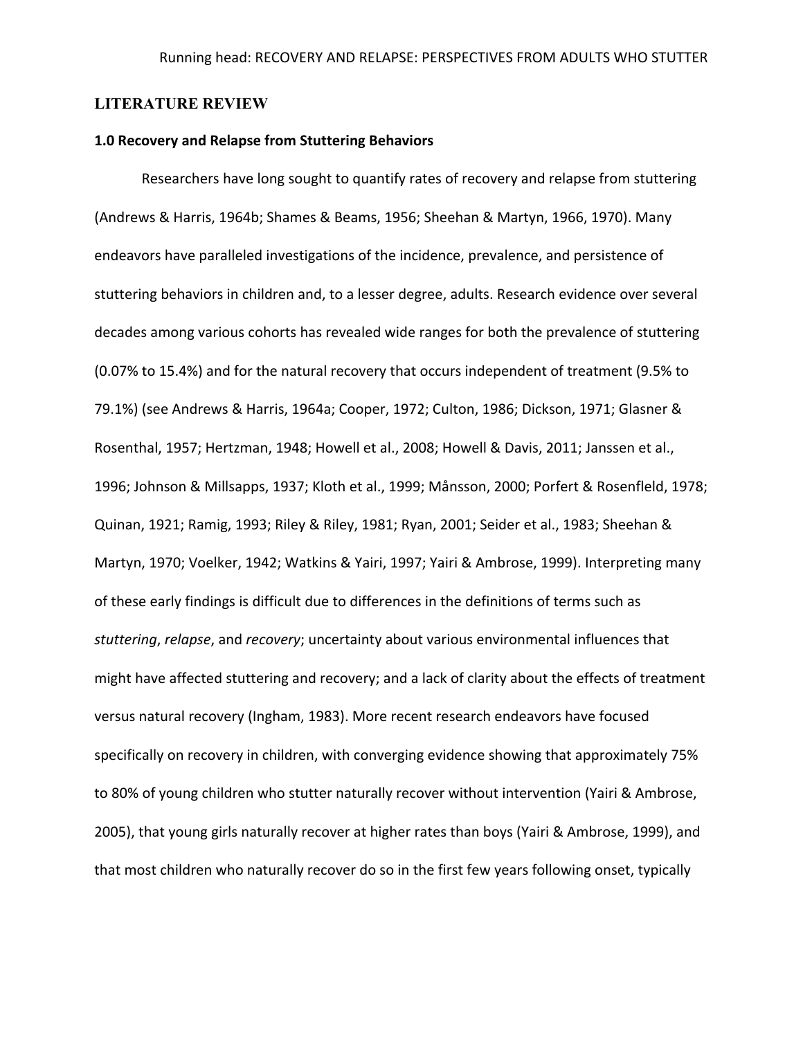## LITERATURE REVIEW

### 1.0 Recovery and Relapse from Stuttering Behaviors

Researchers have long sought to quantify rates of recovery and relapse from stuttering (Andrews & Harris, 1964b; Shames & Beams, 1956; Sheehan & Martyn, 1966, 1970). Many endeavors have paralleled investigations of the incidence, prevalence, and persistence of stuttering behaviors in children and, to a lesser degree, adults. Research evidence over several decades among various cohorts has revealed wide ranges for both the prevalence of stuttering (0.07% to 15.4%) and for the natural recovery that occurs independent of treatment (9.5% to 79.1%) (see Andrews & Harris, 1964a; Cooper, 1972; Culton, 1986; Dickson, 1971; Glasner & Rosenthal, 1957; Hertzman, 1948; Howell et al., 2008; Howell & Davis, 2011; Janssen et al., 1996; Johnson & Millsapps, 1937; Kloth et al., 1999; Månsson, 2000; Porfert & Rosenfleld, 1978; Quinan, 1921; Ramig, 1993; Riley & Riley, 1981; Ryan, 2001; Seider et al., 1983; Sheehan & Martyn, 1970; Voelker, 1942; Watkins & Yairi, 1997; Yairi & Ambrose, 1999). Interpreting many of these early findings is difficult due to differences in the definitions of terms such as *stuttering*, *relapse*, and *recovery*; uncertainty about various environmental influences that might have affected stuttering and recovery; and a lack of clarity about the effects of treatment versus natural recovery (Ingham, 1983). More recent research endeavors have focused specifically on recovery in children, with converging evidence showing that approximately 75% to 80% of young children who stutter naturally recover without intervention (Yairi & Ambrose, 2005), that young girls naturally recover at higher rates than boys (Yairi & Ambrose, 1999), and that most children who naturally recover do so in the first few years following onset, typically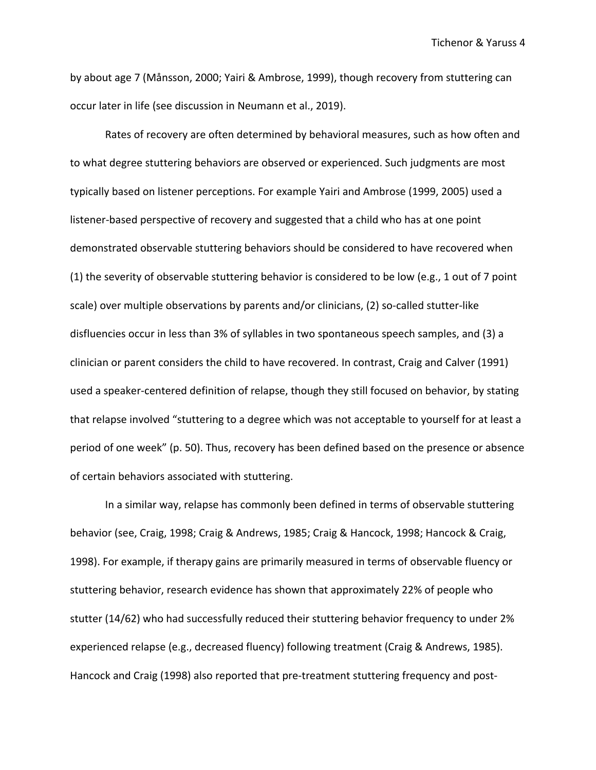by about age 7 (Månsson, 2000; Yairi & Ambrose, 1999), though recovery from stuttering can occur later in life (see discussion in Neumann et al., 2019).

Rates of recovery are often determined by behavioral measures, such as how often and to what degree stuttering behaviors are observed or experienced. Such judgments are most typically based on listener perceptions. For example Yairi and Ambrose (1999, 2005) used a listener-based perspective of recovery and suggested that a child who has at one point demonstrated observable stuttering behaviors should be considered to have recovered when (1) the severity of observable stuttering behavior is considered to be low (e.g., 1 out of 7 point scale) over multiple observations by parents and/or clinicians, (2) so-called stutter-like disfluencies occur in less than 3% of syllables in two spontaneous speech samples, and (3) a clinician or parent considers the child to have recovered. In contrast, Craig and Calver (1991) used a speaker-centered definition of relapse, though they still focused on behavior, by stating that relapse involved "stuttering to a degree which was not acceptable to yourself for at least a period of one week" (p. 50). Thus, recovery has been defined based on the presence or absence of certain behaviors associated with stuttering.

In a similar way, relapse has commonly been defined in terms of observable stuttering behavior (see, Craig, 1998; Craig & Andrews, 1985; Craig & Hancock, 1998; Hancock & Craig, 1998). For example, if therapy gains are primarily measured in terms of observable fluency or stuttering behavior, research evidence has shown that approximately 22% of people who stutter (14/62) who had successfully reduced their stuttering behavior frequency to under 2% experienced relapse (e.g., decreased fluency) following treatment (Craig & Andrews, 1985). Hancock and Craig (1998) also reported that pre-treatment stuttering frequency and post-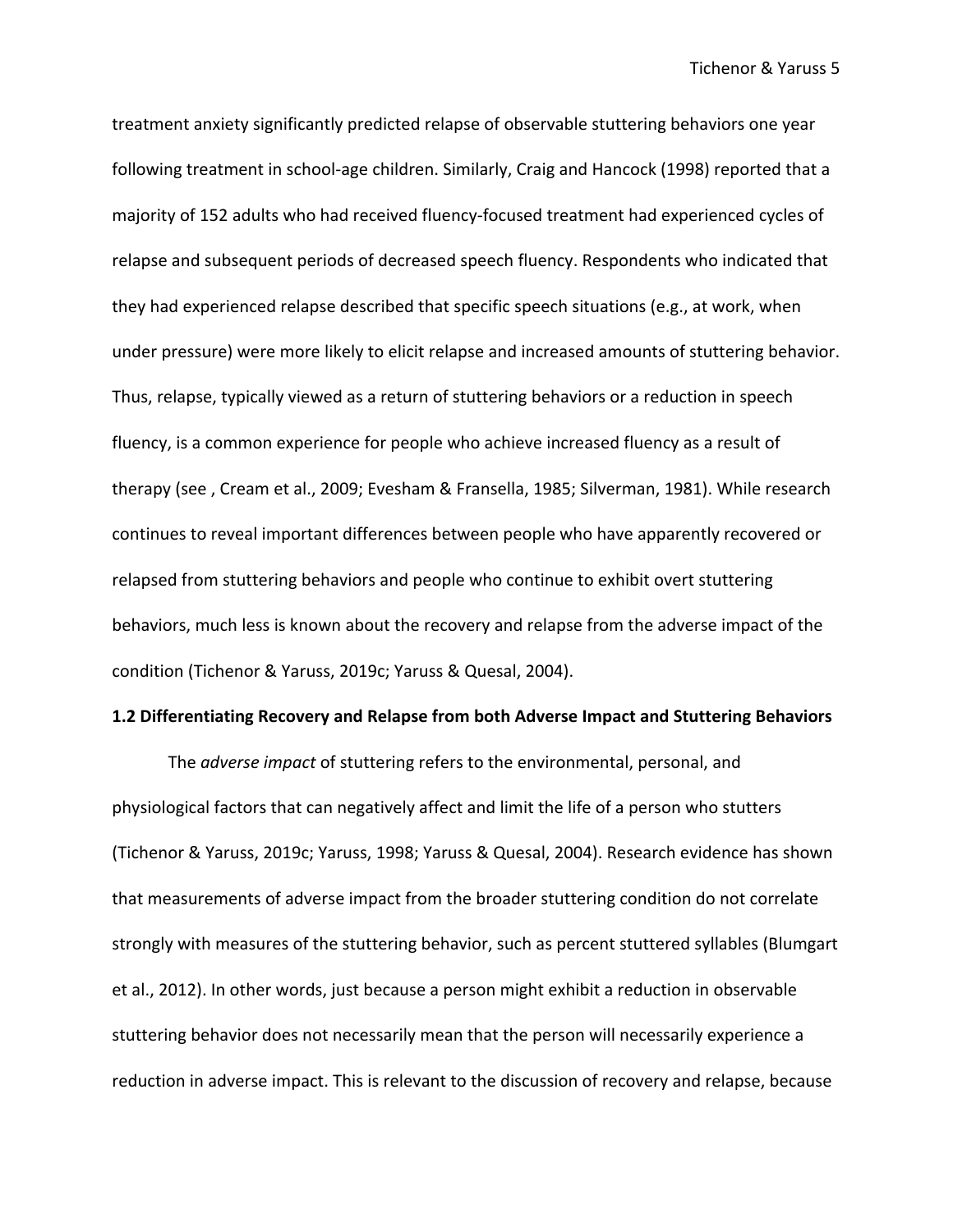treatment anxiety significantly predicted relapse of observable stuttering behaviors one year following treatment in school-age children. Similarly, Craig and Hancock (1998) reported that a majority of 152 adults who had received fluency-focused treatment had experienced cycles of relapse and subsequent periods of decreased speech fluency. Respondents who indicated that they had experienced relapse described that specific speech situations (e.g., at work, when under pressure) were more likely to elicit relapse and increased amounts of stuttering behavior. Thus, relapse, typically viewed as a return of stuttering behaviors or a reduction in speech fluency, is a common experience for people who achieve increased fluency as a result of therapy (see , Cream et al., 2009; Evesham & Fransella, 1985; Silverman, 1981). While research continues to reveal important differences between people who have apparently recovered or relapsed from stuttering behaviors and people who continue to exhibit overt stuttering behaviors, much less is known about the recovery and relapse from the adverse impact of the condition (Tichenor & Yaruss, 2019c; Yaruss & Quesal, 2004).

### 1.2 Differentiating Recovery and Relapse from both Adverse Impact and Stuttering Behaviors

The *adverse impact* of stuttering refers to the environmental, personal, and physiological factors that can negatively affect and limit the life of a person who stutters (Tichenor & Yaruss, 2019c; Yaruss, 1998; Yaruss & Quesal, 2004). Research evidence has shown that measurements of adverse impact from the broader stuttering condition do not correlate strongly with measures of the stuttering behavior, such as percent stuttered syllables (Blumgart et al., 2012). In other words, just because a person might exhibit a reduction in observable stuttering behavior does not necessarily mean that the person will necessarily experience a reduction in adverse impact. This is relevant to the discussion of recovery and relapse, because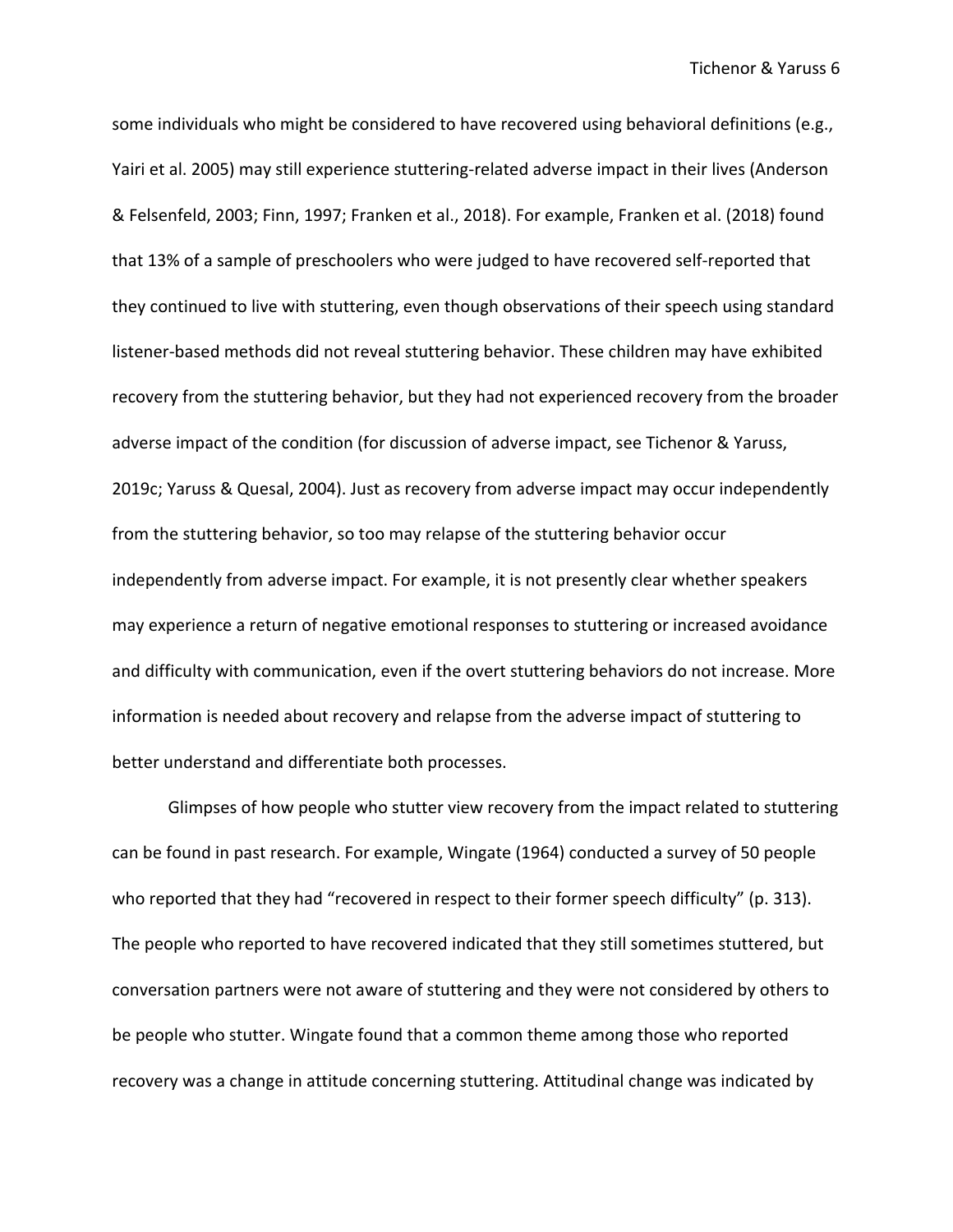some individuals who might be considered to have recovered using behavioral definitions (e.g., Yairi et al. 2005) may still experience stuttering-related adverse impact in their lives (Anderson & Felsenfeld, 2003; Finn, 1997; Franken et al., 2018). For example, Franken et al. (2018) found that 13% of a sample of preschoolers who were judged to have recovered self-reported that they continued to live with stuttering, even though observations of their speech using standard listener-based methods did not reveal stuttering behavior. These children may have exhibited recovery from the stuttering behavior, but they had not experienced recovery from the broader adverse impact of the condition (for discussion of adverse impact, see Tichenor & Yaruss, 2019c; Yaruss & Quesal, 2004). Just as recovery from adverse impact may occur independently from the stuttering behavior, so too may relapse of the stuttering behavior occur independently from adverse impact. For example, it is not presently clear whether speakers may experience a return of negative emotional responses to stuttering or increased avoidance and difficulty with communication, even if the overt stuttering behaviors do not increase. More information is needed about recovery and relapse from the adverse impact of stuttering to better understand and differentiate both processes.

Glimpses of how people who stutter view recovery from the impact related to stuttering can be found in past research. For example, Wingate (1964) conducted a survey of 50 people who reported that they had "recovered in respect to their former speech difficulty" (p. 313). The people who reported to have recovered indicated that they still sometimes stuttered, but conversation partners were not aware of stuttering and they were not considered by others to be people who stutter. Wingate found that a common theme among those who reported recovery was a change in attitude concerning stuttering. Attitudinal change was indicated by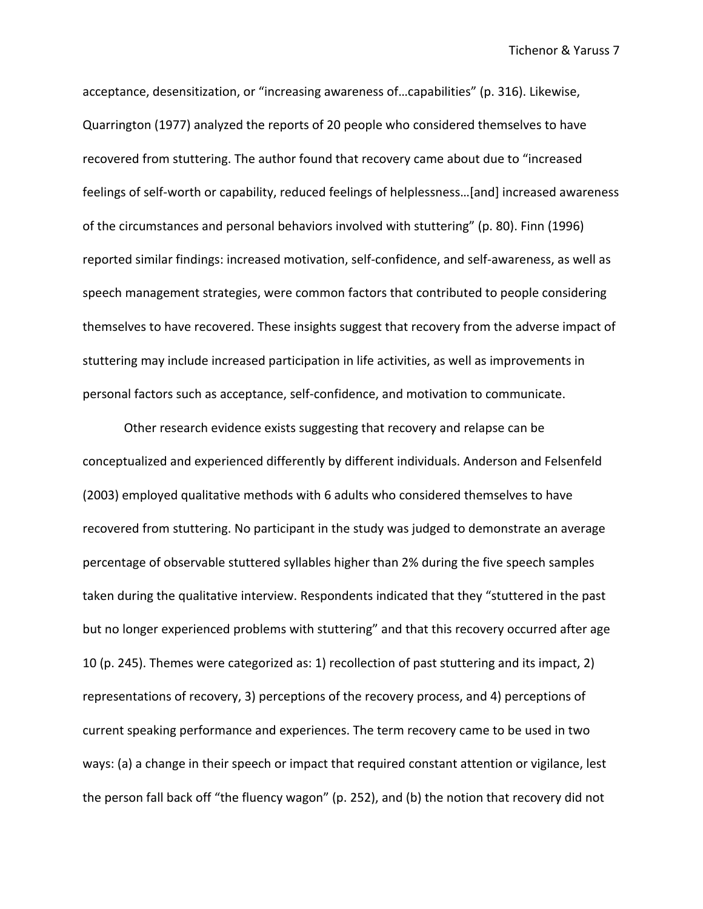acceptance, desensitization, or "increasing awareness of…capabilities" (p. 316). Likewise, Quarrington (1977) analyzed the reports of 20 people who considered themselves to have recovered from stuttering. The author found that recovery came about due to "increased feelings of self-worth or capability, reduced feelings of helplessness…[and] increased awareness of the circumstances and personal behaviors involved with stuttering" (p. 80). Finn (1996) reported similar findings: increased motivation, self-confidence, and self-awareness, as well as speech management strategies, were common factors that contributed to people considering themselves to have recovered. These insights suggest that recovery from the adverse impact of stuttering may include increased participation in life activities, as well as improvements in personal factors such as acceptance, self-confidence, and motivation to communicate.

Other research evidence exists suggesting that recovery and relapse can be conceptualized and experienced differently by different individuals. Anderson and Felsenfeld (2003) employed qualitative methods with 6 adults who considered themselves to have recovered from stuttering. No participant in the study was judged to demonstrate an average percentage of observable stuttered syllables higher than 2% during the five speech samples taken during the qualitative interview. Respondents indicated that they "stuttered in the past but no longer experienced problems with stuttering" and that this recovery occurred after age 10 (p. 245). Themes were categorized as: 1) recollection of past stuttering and its impact, 2) representations of recovery, 3) perceptions of the recovery process, and 4) perceptions of current speaking performance and experiences. The term recovery came to be used in two ways: (a) a change in their speech or impact that required constant attention or vigilance, lest the person fall back off "the fluency wagon" (p. 252), and (b) the notion that recovery did not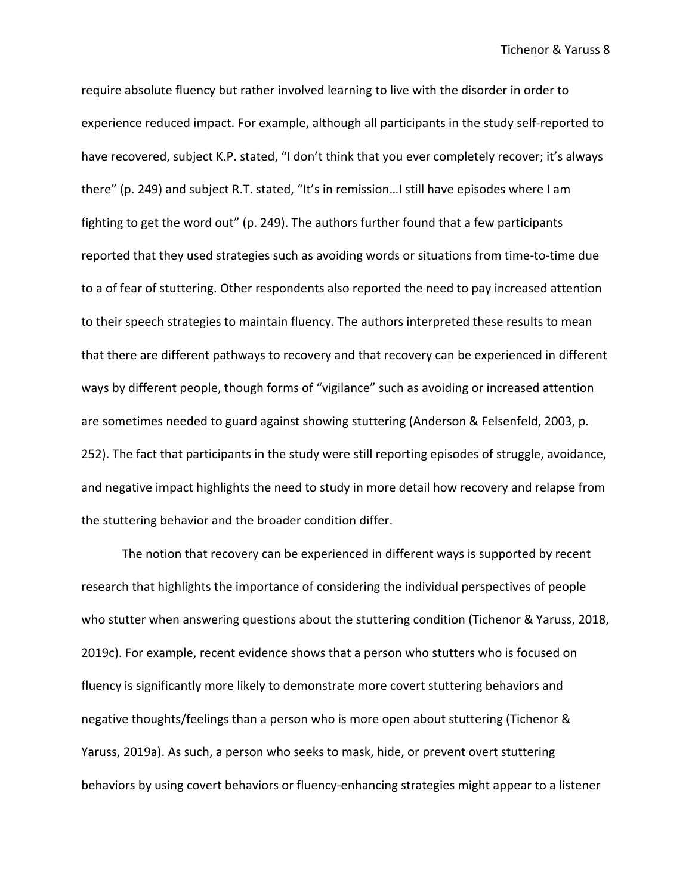require absolute fluency but rather involved learning to live with the disorder in order to experience reduced impact. For example, although all participants in the study self-reported to have recovered, subject K.P. stated, "I don't think that you ever completely recover; it's always there" (p. 249) and subject R.T. stated, "It's in remission…I still have episodes where I am fighting to get the word out" (p. 249). The authors further found that a few participants reported that they used strategies such as avoiding words or situations from time-to-time due to a of fear of stuttering. Other respondents also reported the need to pay increased attention to their speech strategies to maintain fluency. The authors interpreted these results to mean that there are different pathways to recovery and that recovery can be experienced in different ways by different people, though forms of "vigilance" such as avoiding or increased attention are sometimes needed to guard against showing stuttering (Anderson & Felsenfeld, 2003, p. 252). The fact that participants in the study were still reporting episodes of struggle, avoidance, and negative impact highlights the need to study in more detail how recovery and relapse from the stuttering behavior and the broader condition differ.

The notion that recovery can be experienced in different ways is supported by recent research that highlights the importance of considering the individual perspectives of people who stutter when answering questions about the stuttering condition (Tichenor & Yaruss, 2018, 2019c). For example, recent evidence shows that a person who stutters who is focused on fluency is significantly more likely to demonstrate more covert stuttering behaviors and negative thoughts/feelings than a person who is more open about stuttering (Tichenor & Yaruss, 2019a). As such, a person who seeks to mask, hide, or prevent overt stuttering behaviors by using covert behaviors or fluency-enhancing strategies might appear to a listener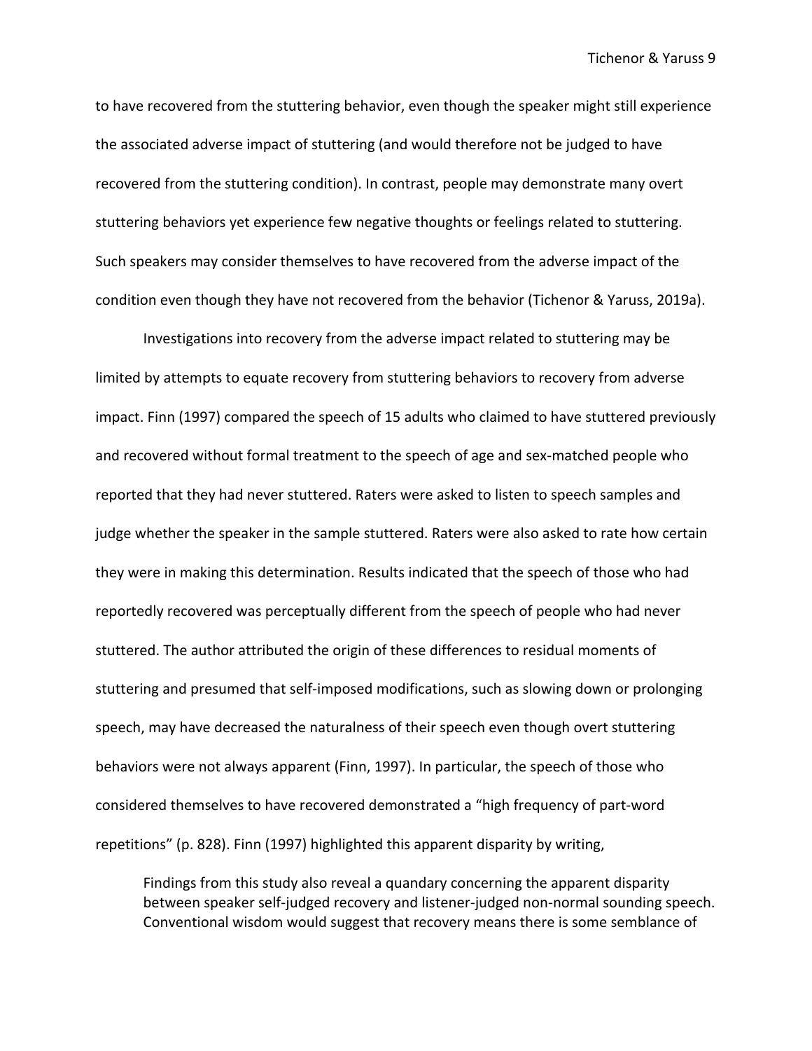to have recovered from the stuttering behavior, even though the speaker might still experience the associated adverse impact of stuttering (and would therefore not be judged to have recovered from the stuttering condition). In contrast, people may demonstrate many overt stuttering behaviors yet experience few negative thoughts or feelings related to stuttering. Such speakers may consider themselves to have recovered from the adverse impact of the condition even though they have not recovered from the behavior (Tichenor & Yaruss, 2019a).

Investigations into recovery from the adverse impact related to stuttering may be limited by attempts to equate recovery from stuttering behaviors to recovery from adverse impact. Finn (1997) compared the speech of 15 adults who claimed to have stuttered previously and recovered without formal treatment to the speech of age and sex-matched people who reported that they had never stuttered. Raters were asked to listen to speech samples and judge whether the speaker in the sample stuttered. Raters were also asked to rate how certain they were in making this determination. Results indicated that the speech of those who had reportedly recovered was perceptually different from the speech of people who had never stuttered. The author attributed the origin of these differences to residual moments of stuttering and presumed that self-imposed modifications, such as slowing down or prolonging speech, may have decreased the naturalness of their speech even though overt stuttering behaviors were not always apparent (Finn, 1997). In particular, the speech of those who considered themselves to have recovered demonstrated a "high frequency of part-word repetitions" (p. 828). Finn (1997) highlighted this apparent disparity by writing,

> Findings from this study also reveal a quandary concerning the apparent disparity between speaker self-judged recovery and listener-judged non-normal sounding speech. Conventional wisdom would suggest that recovery means there is some semblance of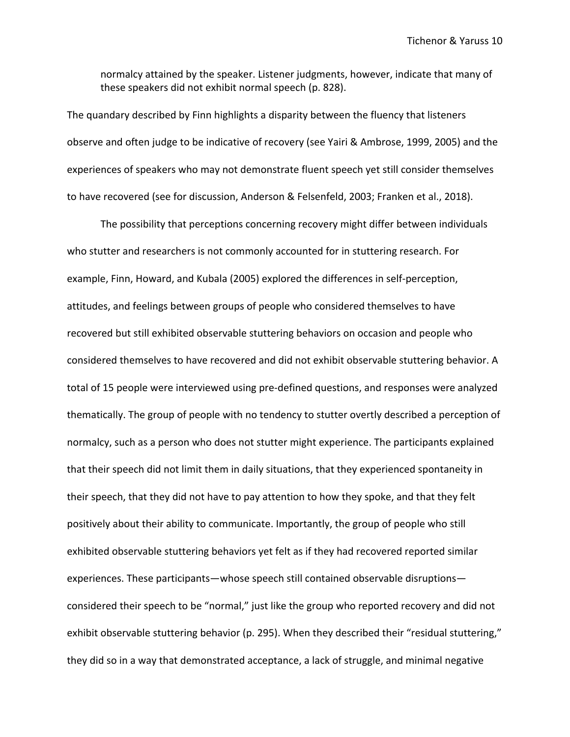> normalcy attained by the speaker. Listener judgments, however, indicate that many of these speakers did not exhibit normal speech (p. 828).

The quandary described by Finn highlights a disparity between the fluency that listeners observe and often judge to be indicative of recovery (see Yairi & Ambrose, 1999, 2005) and the experiences of speakers who may not demonstrate fluent speech yet still consider themselves to have recovered (see for discussion, Anderson & Felsenfeld, 2003; Franken et al., 2018).

The possibility that perceptions concerning recovery might differ between individuals who stutter and researchers is not commonly accounted for in stuttering research. For example, Finn, Howard, and Kubala (2005) explored the differences in self-perception, attitudes, and feelings between groups of people who considered themselves to have recovered but still exhibited observable stuttering behaviors on occasion and people who considered themselves to have recovered and did not exhibit observable stuttering behavior. A total of 15 people were interviewed using pre-defined questions, and responses were analyzed thematically. The group of people with no tendency to stutter overtly described a perception of normalcy, such as a person who does not stutter might experience. The participants explained that their speech did not limit them in daily situations, that they experienced spontaneity in their speech, that they did not have to pay attention to how they spoke, and that they felt positively about their ability to communicate. Importantly, the group of people who still exhibited observable stuttering behaviors yet felt as if they had recovered reported similar experiences. These participants—whose speech still contained observable disruptions—considered their speech to be "normal," just like the group who reported recovery and did not exhibit observable stuttering behavior (p. 295). When they described their "residual stuttering," they did so in a way that demonstrated acceptance, a lack of struggle, and minimal negative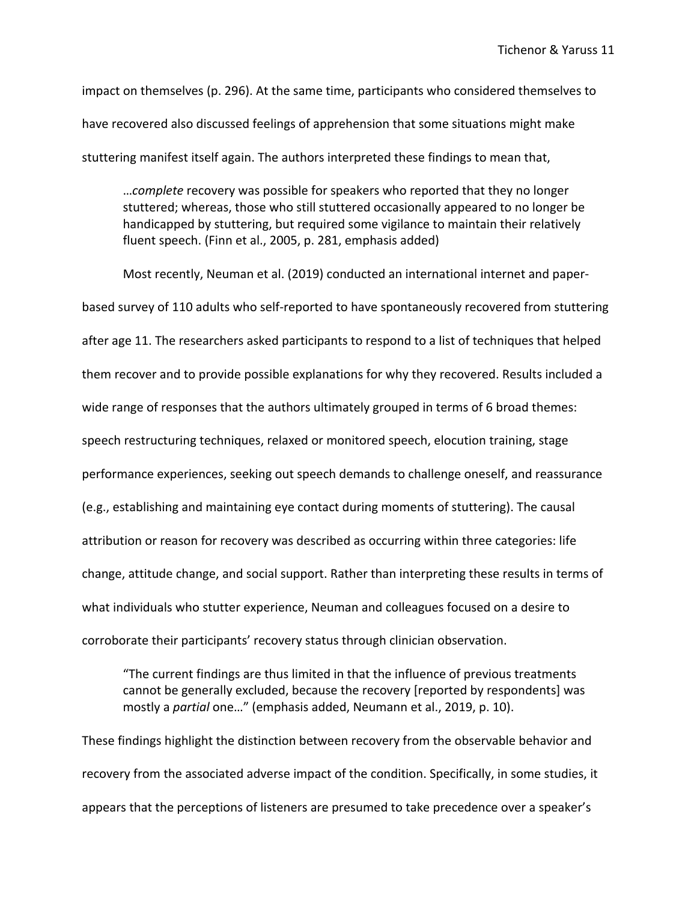impact on themselves (p. 296). At the same time, participants who considered themselves to have recovered also discussed feelings of apprehension that some situations might make stuttering manifest itself again. The authors interpreted these findings to mean that,

> …*complete* recovery was possible for speakers who reported that they no longer stuttered; whereas, those who still stuttered occasionally appeared to no longer be handicapped by stuttering, but required some vigilance to maintain their relatively fluent speech. (Finn et al., 2005, p. 281, emphasis added)

Most recently, Neuman et al. (2019) conducted an international internet and paper-based survey of 110 adults who self-reported to have spontaneously recovered from stuttering after age 11. The researchers asked participants to respond to a list of techniques that helped them recover and to provide possible explanations for why they recovered. Results included a wide range of responses that the authors ultimately grouped in terms of 6 broad themes: speech restructuring techniques, relaxed or monitored speech, elocution training, stage performance experiences, seeking out speech demands to challenge oneself, and reassurance (e.g., establishing and maintaining eye contact during moments of stuttering). The causal attribution or reason for recovery was described as occurring within three categories: life change, attitude change, and social support. Rather than interpreting these results in terms of what individuals who stutter experience, Neuman and colleagues focused on a desire to corroborate their participants' recovery status through clinician observation.

> "The current findings are thus limited in that the influence of previous treatments cannot be generally excluded, because the recovery [reported by respondents] was mostly a *partial* one…" (emphasis added, Neumann et al., 2019, p. 10).

These findings highlight the distinction between recovery from the observable behavior and recovery from the associated adverse impact of the condition. Specifically, in some studies, it appears that the perceptions of listeners are presumed to take precedence over a speaker's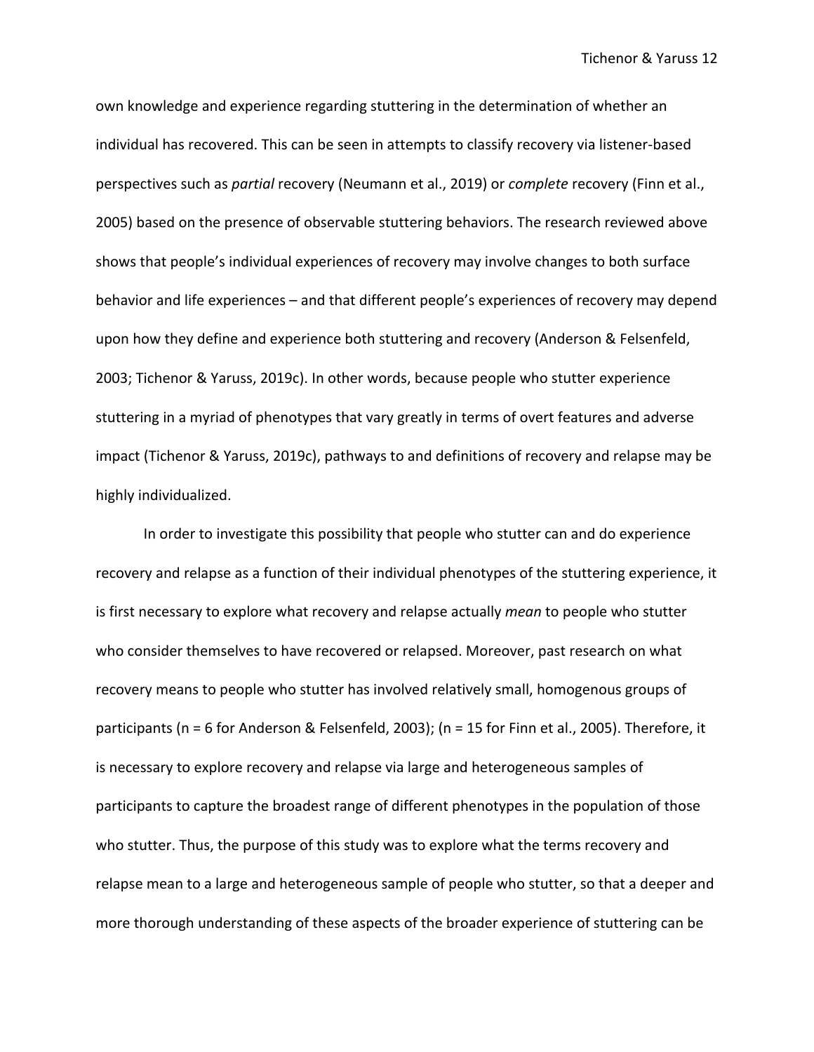own knowledge and experience regarding stuttering in the determination of whether an individual has recovered. This can be seen in attempts to classify recovery via listener-based perspectives such as *partial* recovery (Neumann et al., 2019) or *complete* recovery (Finn et al., 2005) based on the presence of observable stuttering behaviors. The research reviewed above shows that people's individual experiences of recovery may involve changes to both surface behavior and life experiences – and that different people's experiences of recovery may depend upon how they define and experience both stuttering and recovery (Anderson & Felsenfeld, 2003; Tichenor & Yaruss, 2019c). In other words, because people who stutter experience stuttering in a myriad of phenotypes that vary greatly in terms of overt features and adverse impact (Tichenor & Yaruss, 2019c), pathways to and definitions of recovery and relapse may be highly individualized.

In order to investigate this possibility that people who stutter can and do experience recovery and relapse as a function of their individual phenotypes of the stuttering experience, it is first necessary to explore what recovery and relapse actually *mean* to people who stutter who consider themselves to have recovered or relapsed. Moreover, past research on what recovery means to people who stutter has involved relatively small, homogenous groups of participants (n = 6 for Anderson & Felsenfeld, 2003); (n = 15 for Finn et al., 2005). Therefore, it is necessary to explore recovery and relapse via large and heterogeneous samples of participants to capture the broadest range of different phenotypes in the population of those who stutter. Thus, the purpose of this study was to explore what the terms recovery and relapse mean to a large and heterogeneous sample of people who stutter, so that a deeper and more thorough understanding of these aspects of the broader experience of stuttering can be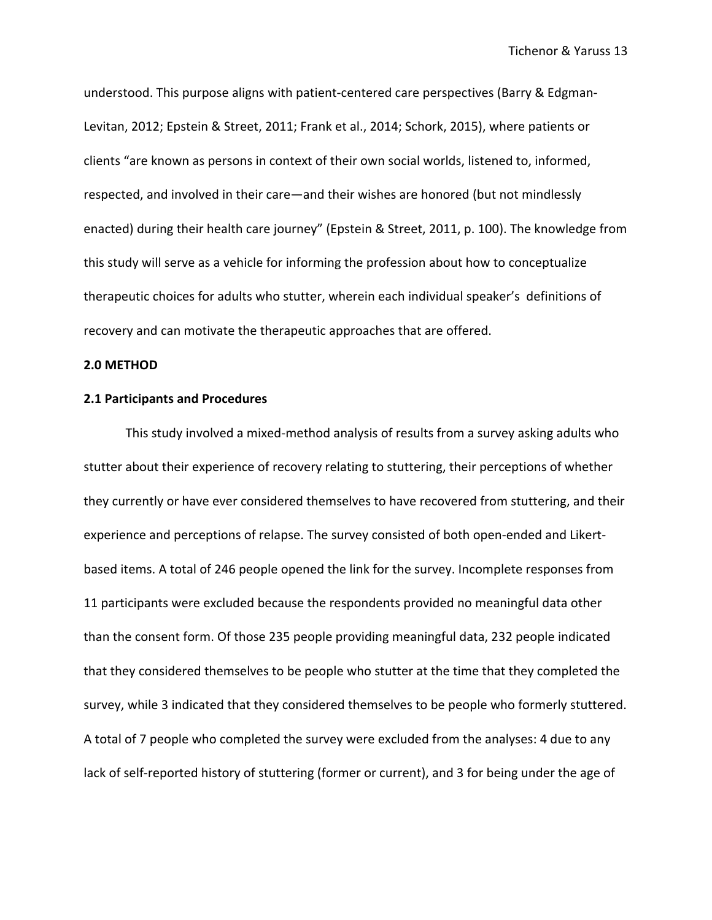understood. This purpose aligns with patient-centered care perspectives (Barry & Edgman-Levitan, 2012; Epstein & Street, 2011; Frank et al., 2014; Schork, 2015), where patients or clients "are known as persons in context of their own social worlds, listened to, informed, respected, and involved in their care—and their wishes are honored (but not mindlessly enacted) during their health care journey" (Epstein & Street, 2011, p. 100). The knowledge from this study will serve as a vehicle for informing the profession about how to conceptualize therapeutic choices for adults who stutter, wherein each individual speaker's definitions of recovery and can motivate the therapeutic approaches that are offered.

## 2.0 METHOD

### 2.1 Participants and Procedures

This study involved a mixed-method analysis of results from a survey asking adults who stutter about their experience of recovery relating to stuttering, their perceptions of whether they currently or have ever considered themselves to have recovered from stuttering, and their experience and perceptions of relapse. The survey consisted of both open-ended and Likert-based items. A total of 246 people opened the link for the survey. Incomplete responses from 11 participants were excluded because the respondents provided no meaningful data other than the consent form. Of those 235 people providing meaningful data, 232 people indicated that they considered themselves to be people who stutter at the time that they completed the survey, while 3 indicated that they considered themselves to be people who formerly stuttered. A total of 7 people who completed the survey were excluded from the analyses: 4 due to any lack of self-reported history of stuttering (former or current), and 3 for being under the age of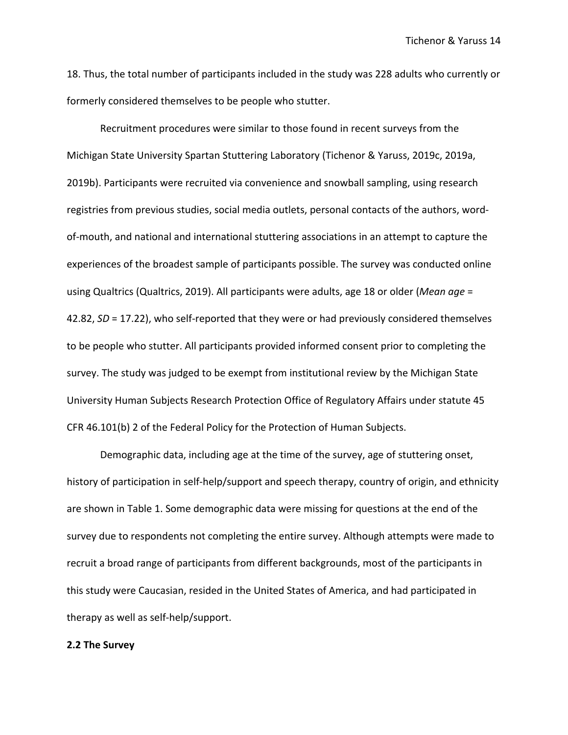18. Thus, the total number of participants included in the study was 228 adults who currently or formerly considered themselves to be people who stutter.

Recruitment procedures were similar to those found in recent surveys from the Michigan State University Spartan Stuttering Laboratory (Tichenor & Yaruss, 2019c, 2019a, 2019b). Participants were recruited via convenience and snowball sampling, using research registries from previous studies, social media outlets, personal contacts of the authors, word-of-mouth, and national and international stuttering associations in an attempt to capture the experiences of the broadest sample of participants possible. The survey was conducted online using Qualtrics (Qualtrics, 2019). All participants were adults, age 18 or older (*Mean age* = 42.82, *SD* = 17.22), who self-reported that they were or had previously considered themselves to be people who stutter. All participants provided informed consent prior to completing the survey. The study was judged to be exempt from institutional review by the Michigan State University Human Subjects Research Protection Office of Regulatory Affairs under statute 45 CFR 46.101(b) 2 of the Federal Policy for the Protection of Human Subjects.

Demographic data, including age at the time of the survey, age of stuttering onset, history of participation in self-help/support and speech therapy, country of origin, and ethnicity are shown in Table 1. Some demographic data were missing for questions at the end of the survey due to respondents not completing the entire survey. Although attempts were made to recruit a broad range of participants from different backgrounds, most of the participants in this study were Caucasian, resided in the United States of America, and had participated in therapy as well as self-help/support.

**2.2 The Survey**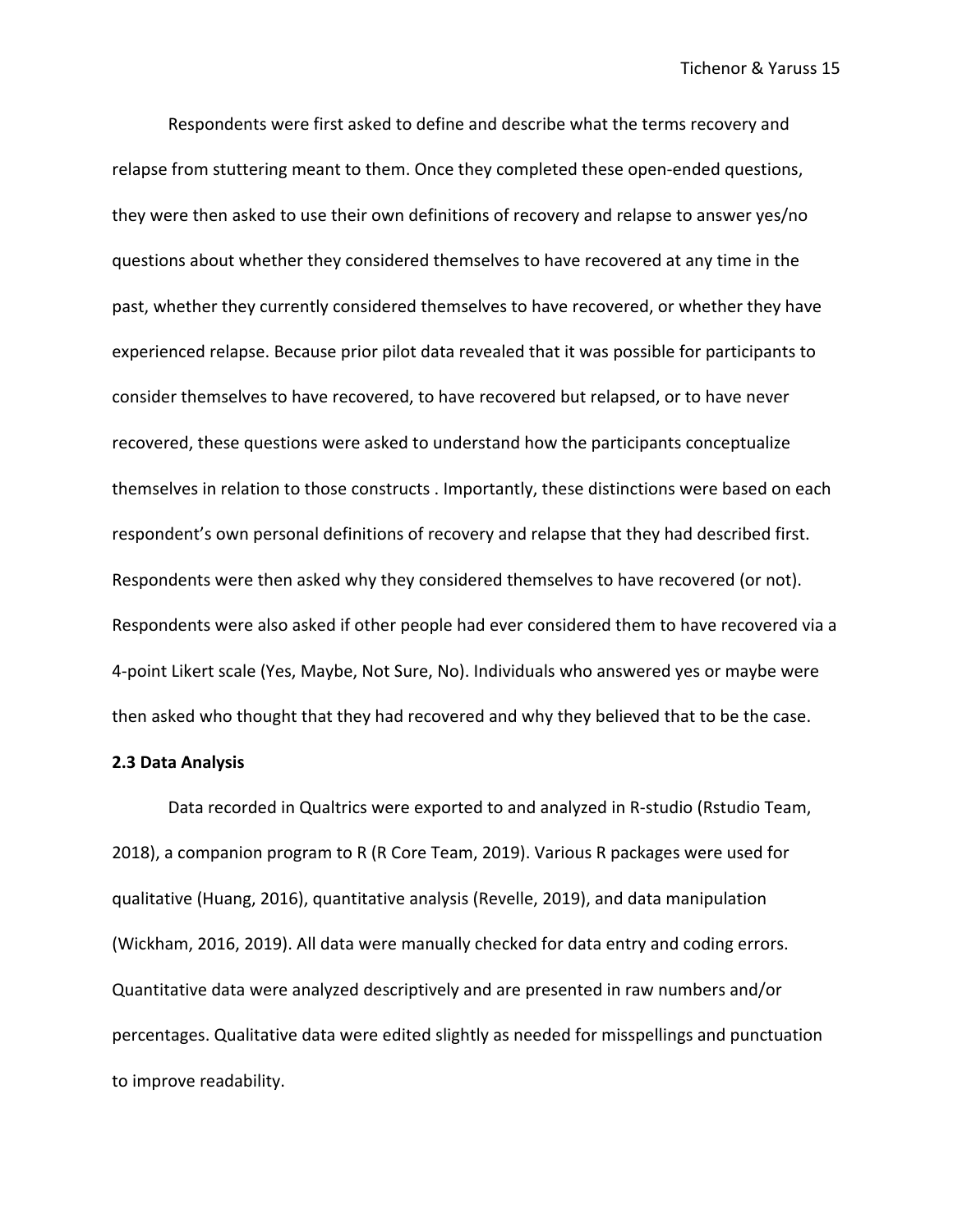Respondents were first asked to define and describe what the terms recovery and relapse from stuttering meant to them. Once they completed these open-ended questions, they were then asked to use their own definitions of recovery and relapse to answer yes/no questions about whether they considered themselves to have recovered at any time in the past, whether they currently considered themselves to have recovered, or whether they have experienced relapse. Because prior pilot data revealed that it was possible for participants to consider themselves to have recovered, to have recovered but relapsed, or to have never recovered, these questions were asked to understand how the participants conceptualize themselves in relation to those constructs . Importantly, these distinctions were based on each respondent's own personal definitions of recovery and relapse that they had described first. Respondents were then asked why they considered themselves to have recovered (or not). Respondents were also asked if other people had ever considered them to have recovered via a 4-point Likert scale (Yes, Maybe, Not Sure, No). Individuals who answered yes or maybe were then asked who thought that they had recovered and why they believed that to be the case.

## 2.3 Data Analysis

Data recorded in Qualtrics were exported to and analyzed in R-studio (Rstudio Team, 2018), a companion program to R (R Core Team, 2019). Various R packages were used for qualitative (Huang, 2016), quantitative analysis (Revelle, 2019), and data manipulation (Wickham, 2016, 2019). All data were manually checked for data entry and coding errors. Quantitative data were analyzed descriptively and are presented in raw numbers and/or percentages. Qualitative data were edited slightly as needed for misspellings and punctuation to improve readability.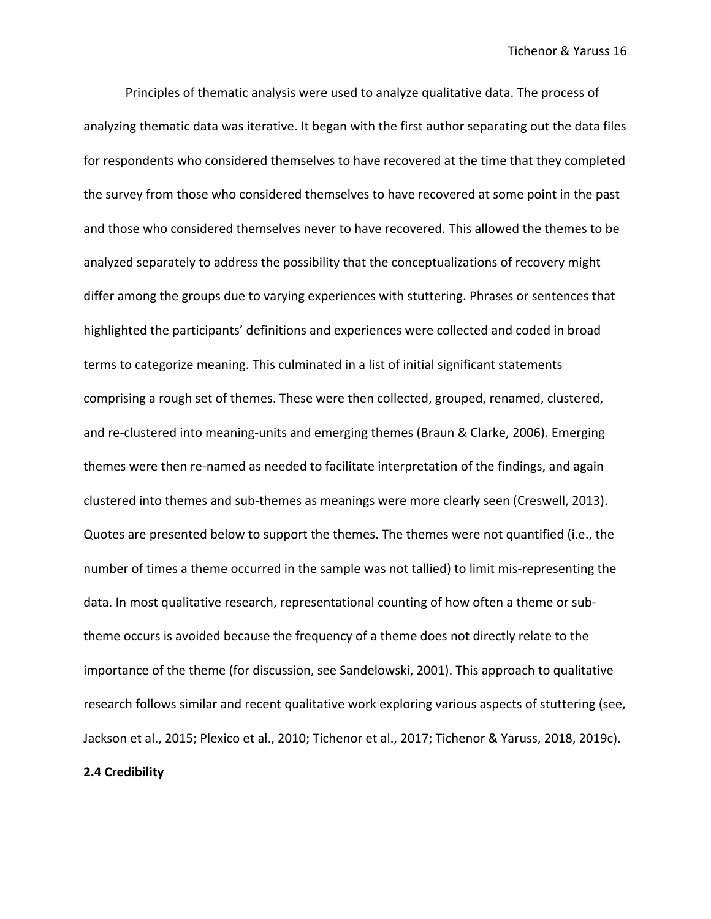Principles of thematic analysis were used to analyze qualitative data. The process of analyzing thematic data was iterative. It began with the first author separating out the data files for respondents who considered themselves to have recovered at the time that they completed the survey from those who considered themselves to have recovered at some point in the past and those who considered themselves never to have recovered. This allowed the themes to be analyzed separately to address the possibility that the conceptualizations of recovery might differ among the groups due to varying experiences with stuttering. Phrases or sentences that highlighted the participants' definitions and experiences were collected and coded in broad terms to categorize meaning. This culminated in a list of initial significant statements comprising a rough set of themes. These were then collected, grouped, renamed, clustered, and re-clustered into meaning-units and emerging themes (Braun & Clarke, 2006). Emerging themes were then re-named as needed to facilitate interpretation of the findings, and again clustered into themes and sub-themes as meanings were more clearly seen (Creswell, 2013). Quotes are presented below to support the themes. The themes were not quantified (i.e., the number of times a theme occurred in the sample was not tallied) to limit mis-representing the data. In most qualitative research, representational counting of how often a theme or sub-theme occurs is avoided because the frequency of a theme does not directly relate to the importance of the theme (for discussion, see Sandelowski, 2001). This approach to qualitative research follows similar and recent qualitative work exploring various aspects of stuttering (see, Jackson et al., 2015; Plexico et al., 2010; Tichenor et al., 2017; Tichenor & Yaruss, 2018, 2019c).

### 2.4 Credibility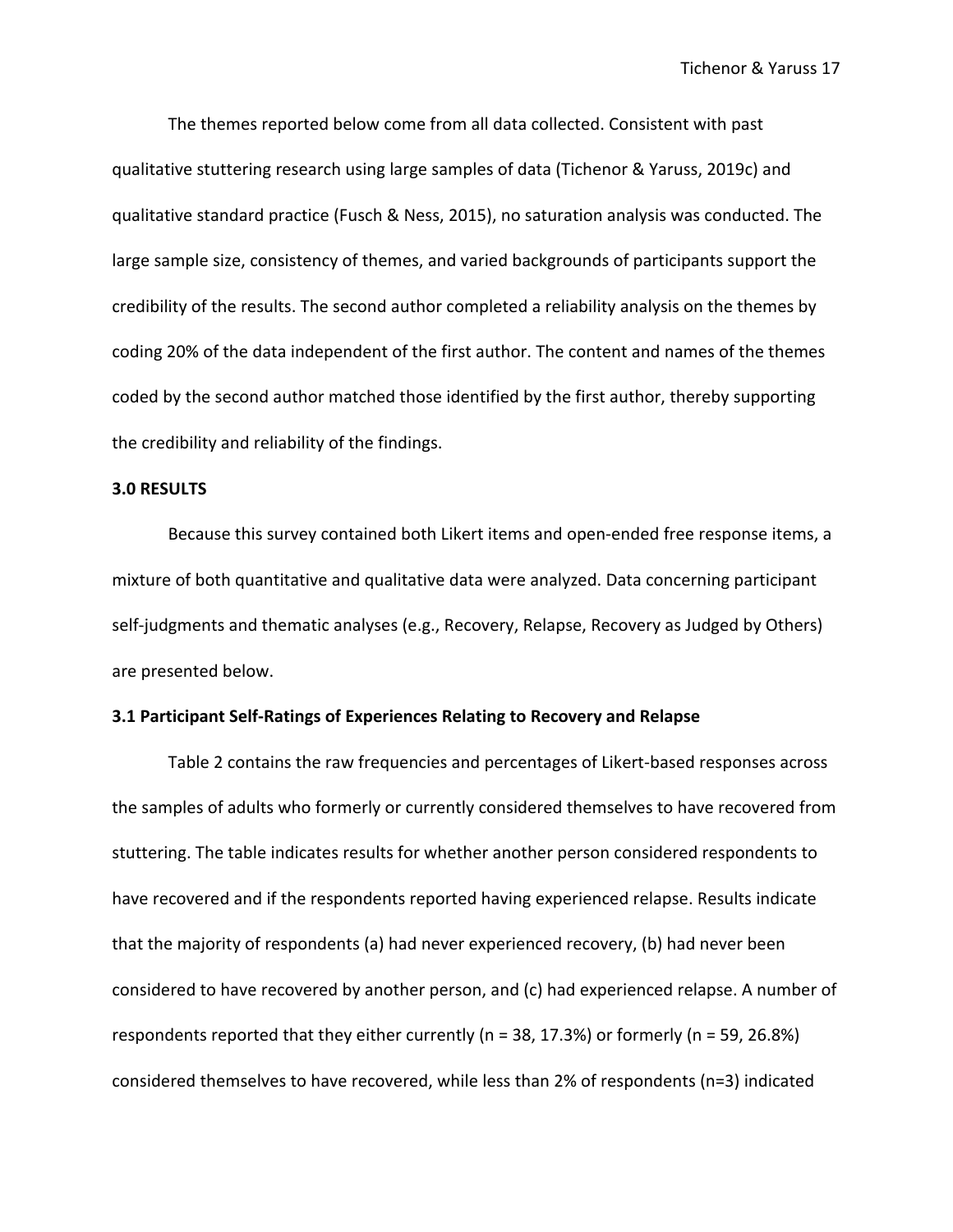The themes reported below come from all data collected. Consistent with past qualitative stuttering research using large samples of data (Tichenor & Yaruss, 2019c) and qualitative standard practice (Fusch & Ness, 2015), no saturation analysis was conducted. The large sample size, consistency of themes, and varied backgrounds of participants support the credibility of the results. The second author completed a reliability analysis on the themes by coding 20% of the data independent of the first author. The content and names of the themes coded by the second author matched those identified by the first author, thereby supporting the credibility and reliability of the findings.

## 3.0 RESULTS

Because this survey contained both Likert items and open-ended free response items, a mixture of both quantitative and qualitative data were analyzed. Data concerning participant self-judgments and thematic analyses (e.g., Recovery, Relapse, Recovery as Judged by Others) are presented below.

### 3.1 Participant Self-Ratings of Experiences Relating to Recovery and Relapse

Table 2 contains the raw frequencies and percentages of Likert-based responses across the samples of adults who formerly or currently considered themselves to have recovered from stuttering. The table indicates results for whether another person considered respondents to have recovered and if the respondents reported having experienced relapse. Results indicate that the majority of respondents (a) had never experienced recovery, (b) had never been considered to have recovered by another person, and (c) had experienced relapse. A number of respondents reported that they either currently (n = 38, 17.3%) or formerly (n = 59, 26.8%) considered themselves to have recovered, while less than 2% of respondents (n=3) indicated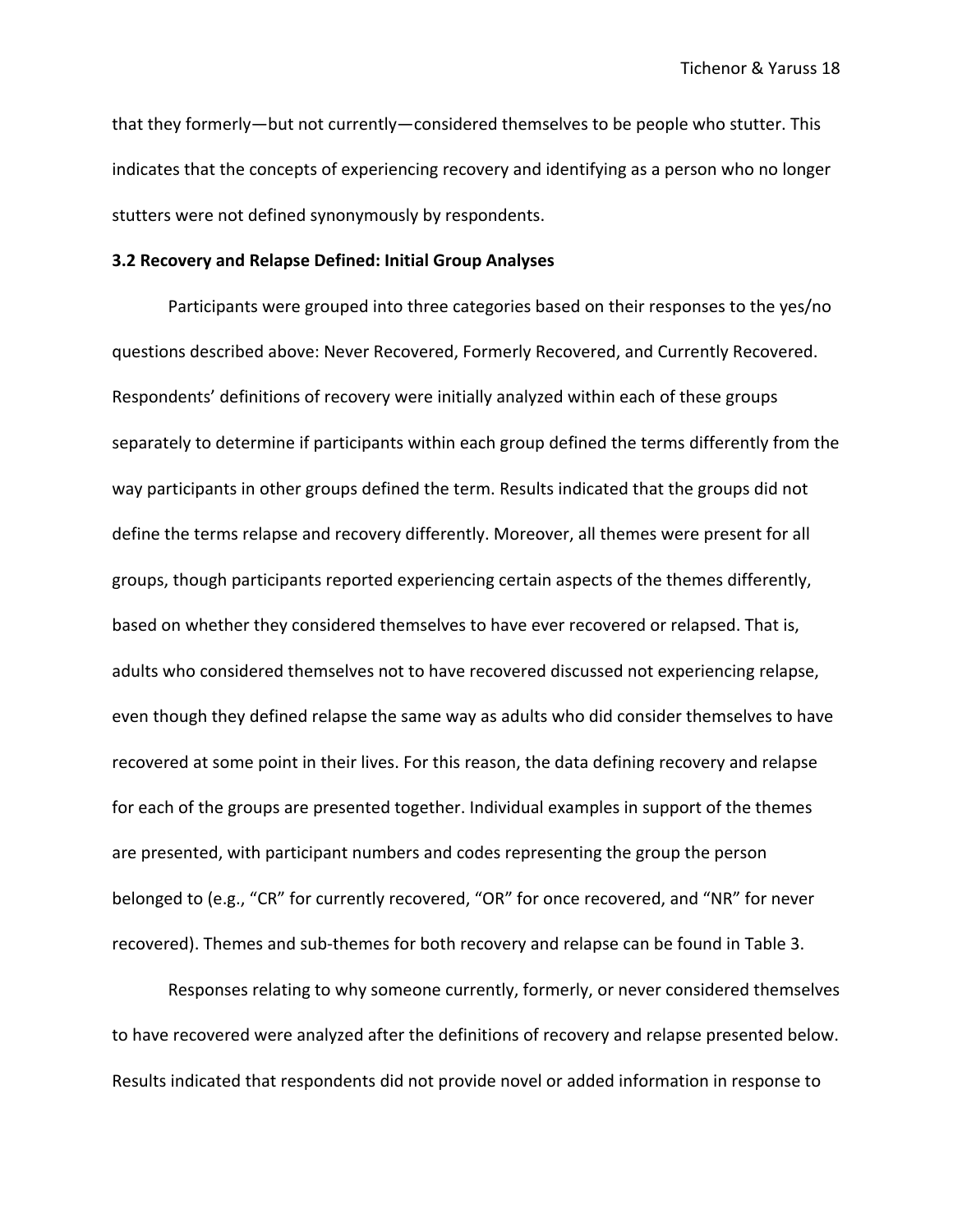that they formerly—but not currently—considered themselves to be people who stutter. This indicates that the concepts of experiencing recovery and identifying as a person who no longer stutters were not defined synonymously by respondents.

### 3.2 Recovery and Relapse Defined: Initial Group Analyses

Participants were grouped into three categories based on their responses to the yes/no questions described above: Never Recovered, Formerly Recovered, and Currently Recovered. Respondents' definitions of recovery were initially analyzed within each of these groups separately to determine if participants within each group defined the terms differently from the way participants in other groups defined the term. Results indicated that the groups did not define the terms relapse and recovery differently. Moreover, all themes were present for all groups, though participants reported experiencing certain aspects of the themes differently, based on whether they considered themselves to have ever recovered or relapsed. That is, adults who considered themselves not to have recovered discussed not experiencing relapse, even though they defined relapse the same way as adults who did consider themselves to have recovered at some point in their lives. For this reason, the data defining recovery and relapse for each of the groups are presented together. Individual examples in support of the themes are presented, with participant numbers and codes representing the group the person belonged to (e.g., "CR" for currently recovered, "OR" for once recovered, and "NR" for never recovered). Themes and sub-themes for both recovery and relapse can be found in Table 3.

Responses relating to why someone currently, formerly, or never considered themselves to have recovered were analyzed after the definitions of recovery and relapse presented below. Results indicated that respondents did not provide novel or added information in response to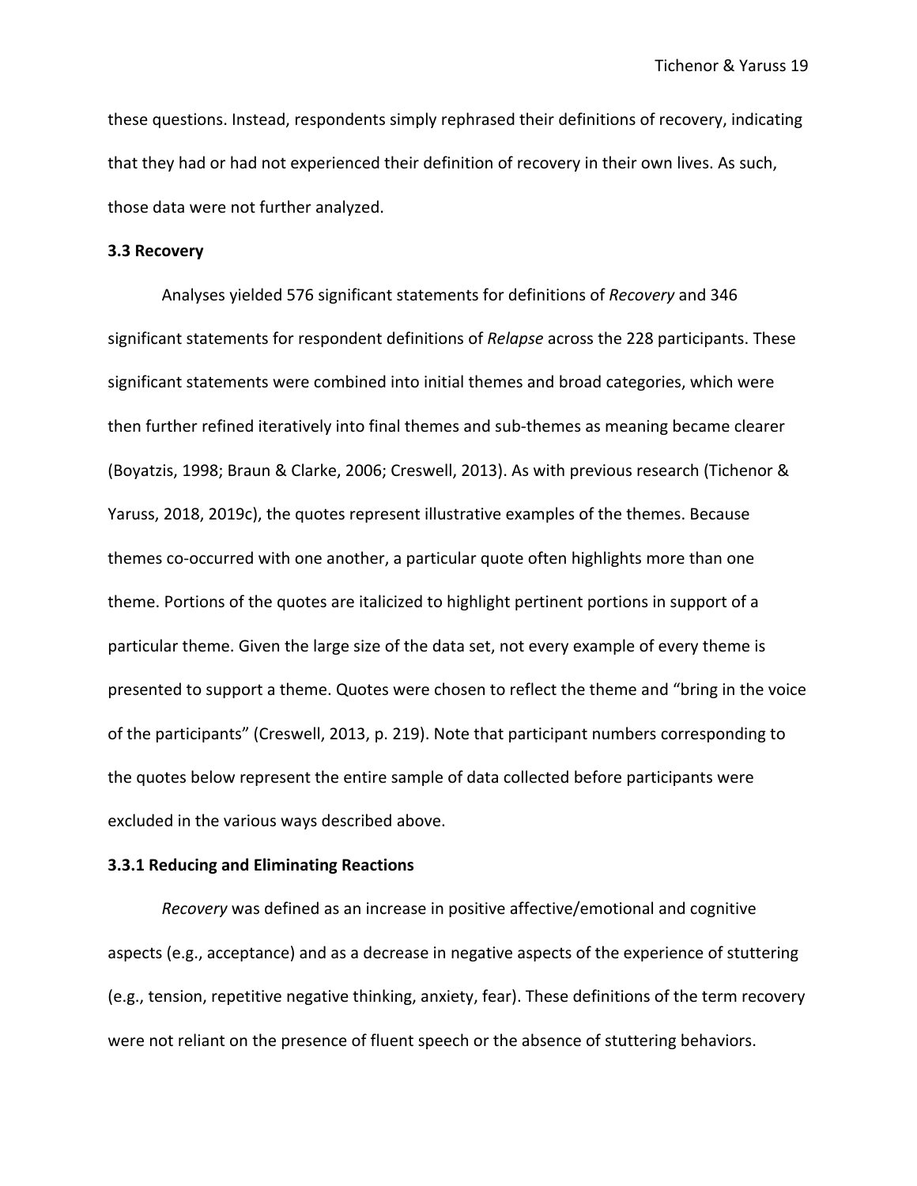these questions. Instead, respondents simply rephrased their definitions of recovery, indicating that they had or had not experienced their definition of recovery in their own lives. As such, those data were not further analyzed.

### 3.3 Recovery

Analyses yielded 576 significant statements for definitions of *Recovery* and 346 significant statements for respondent definitions of *Relapse* across the 228 participants. These significant statements were combined into initial themes and broad categories, which were then further refined iteratively into final themes and sub-themes as meaning became clearer (Boyatzis, 1998; Braun & Clarke, 2006; Creswell, 2013). As with previous research (Tichenor & Yaruss, 2018, 2019c), the quotes represent illustrative examples of the themes. Because themes co-occurred with one another, a particular quote often highlights more than one theme. Portions of the quotes are italicized to highlight pertinent portions in support of a particular theme. Given the large size of the data set, not every example of every theme is presented to support a theme. Quotes were chosen to reflect the theme and "bring in the voice of the participants" (Creswell, 2013, p. 219). Note that participant numbers corresponding to the quotes below represent the entire sample of data collected before participants were excluded in the various ways described above.

#### 3.3.1 Reducing and Eliminating Reactions

*Recovery* was defined as an increase in positive affective/emotional and cognitive aspects (e.g., acceptance) and as a decrease in negative aspects of the experience of stuttering (e.g., tension, repetitive negative thinking, anxiety, fear). These definitions of the term recovery were not reliant on the presence of fluent speech or the absence of stuttering behaviors.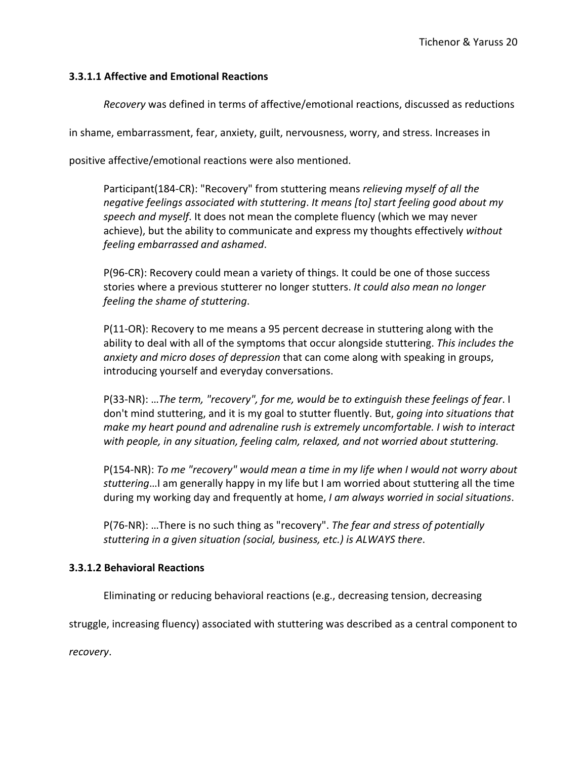#### 3.3.1.1 Affective and Emotional Reactions

*Recovery* was defined in terms of affective/emotional reactions, discussed as reductions in shame, embarrassment, fear, anxiety, guilt, nervousness, worry, and stress. Increases in positive affective/emotional reactions were also mentioned.

> Participant(184-CR): "Recovery" from stuttering means *relieving myself of all the negative feelings associated with stuttering*. *It means [to] start feeling good about my speech and myself*. It does not mean the complete fluency (which we may never achieve), but the ability to communicate and express my thoughts effectively *without feeling embarrassed and ashamed*.
>
> P(96-CR): Recovery could mean a variety of things. It could be one of those success stories where a previous stutterer no longer stutters. *It could also mean no longer feeling the shame of stuttering*.
>
> P(11-OR): Recovery to me means a 95 percent decrease in stuttering along with the ability to deal with all of the symptoms that occur alongside stuttering. *This includes the anxiety and micro doses of depression* that can come along with speaking in groups, introducing yourself and everyday conversations.
>
> P(33-NR): …*The term, "recovery", for me, would be to extinguish these feelings of fear*. I don't mind stuttering, and it is my goal to stutter fluently. But, *going into situations that make my heart pound and adrenaline rush is extremely uncomfortable. I wish to interact with people, in any situation, feeling calm, relaxed, and not worried about stuttering.*
>
> P(154-NR): *To me "recovery" would mean a time in my life when I would not worry about stuttering*…I am generally happy in my life but I am worried about stuttering all the time during my working day and frequently at home, *I am always worried in social situations*.
>
> P(76-NR): …There is no such thing as "recovery". *The fear and stress of potentially stuttering in a given situation (social, business, etc.) is ALWAYS there*.

#### 3.3.1.2 Behavioral Reactions

Eliminating or reducing behavioral reactions (e.g., decreasing tension, decreasing struggle, increasing fluency) associated with stuttering was described as a central component to *recovery*.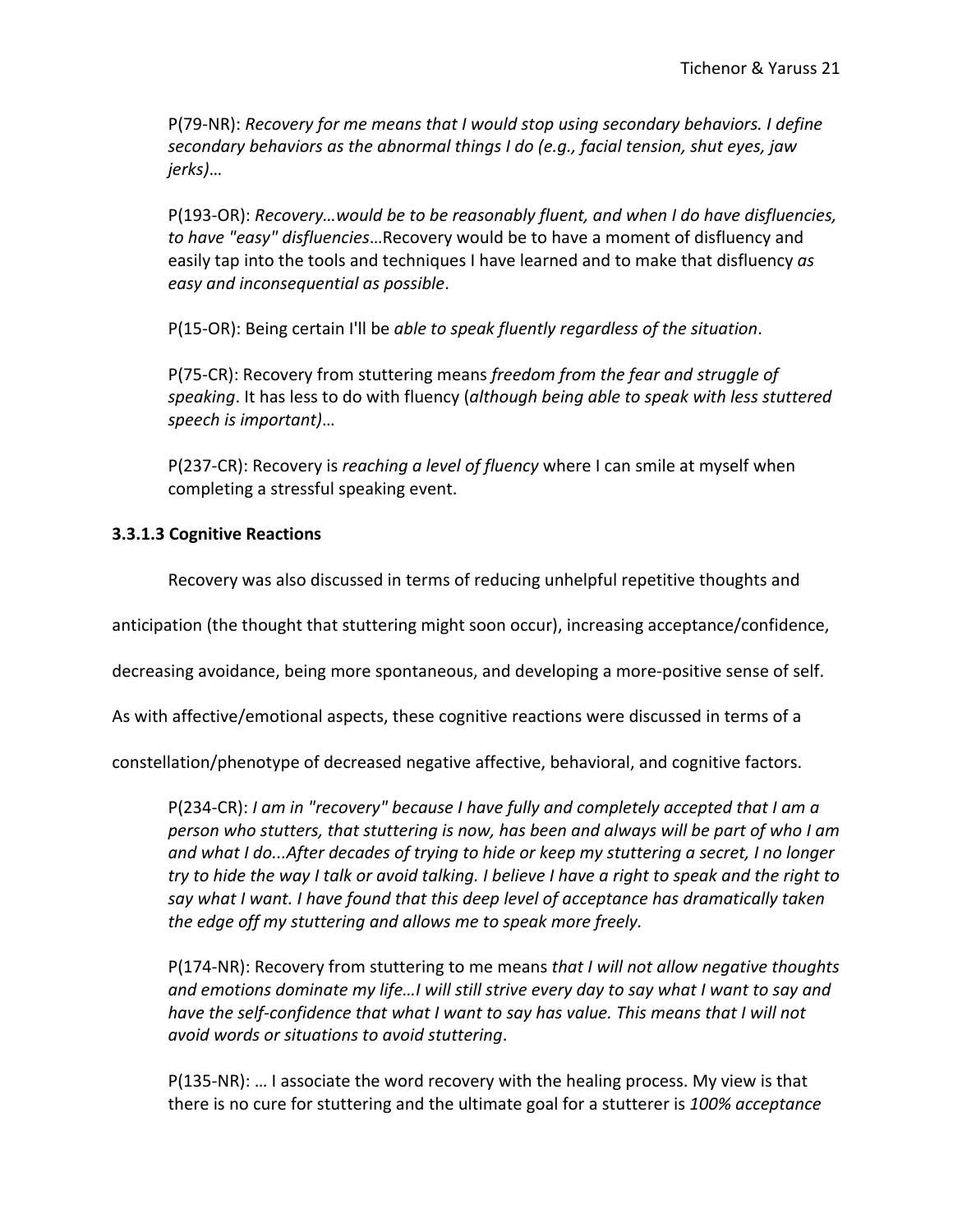P(79-NR): *Recovery for me means that I would stop using secondary behaviors. I define secondary behaviors as the abnormal things I do (e.g., facial tension, shut eyes, jaw jerks)*…

P(193-OR): *Recovery…would be to be reasonably fluent, and when I do have disfluencies, to have "easy" disfluencies*…Recovery would be to have a moment of disfluency and easily tap into the tools and techniques I have learned and to make that disfluency *as easy and inconsequential as possible*.

P(15-OR): Being certain I'll be *able to speak fluently regardless of the situation*.

P(75-CR): Recovery from stuttering means *freedom from the fear and struggle of speaking*. It has less to do with fluency (*although being able to speak with less stuttered speech is important)*…

P(237-CR): Recovery is *reaching a level of fluency* where I can smile at myself when completing a stressful speaking event.

#### 3.3.1.3 Cognitive Reactions

Recovery was also discussed in terms of reducing unhelpful repetitive thoughts and anticipation (the thought that stuttering might soon occur), increasing acceptance/confidence, decreasing avoidance, being more spontaneous, and developing a more-positive sense of self. As with affective/emotional aspects, these cognitive reactions were discussed in terms of a constellation/phenotype of decreased negative affective, behavioral, and cognitive factors.

P(234-CR): *I am in "recovery" because I have fully and completely accepted that I am a person who stutters, that stuttering is now, has been and always will be part of who I am and what I do...After decades of trying to hide or keep my stuttering a secret, I no longer try to hide the way I talk or avoid talking. I believe I have a right to speak and the right to say what I want. I have found that this deep level of acceptance has dramatically taken the edge off my stuttering and allows me to speak more freely.*

P(174-NR): Recovery from stuttering to me means *that I will not allow negative thoughts and emotions dominate my life…I will still strive every day to say what I want to say and have the self-confidence that what I want to say has value. This means that I will not avoid words or situations to avoid stuttering*.

P(135-NR): … I associate the word recovery with the healing process. My view is that there is no cure for stuttering and the ultimate goal for a stutterer is *100% acceptance*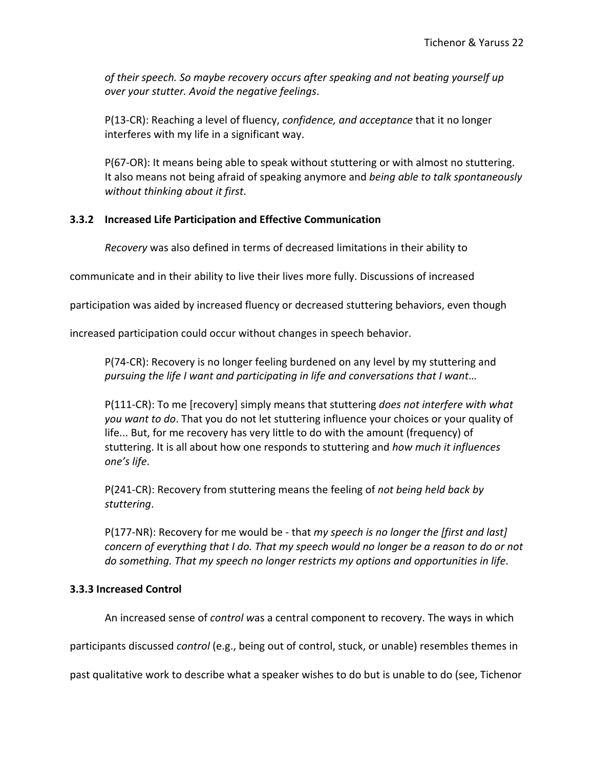*of their speech. So maybe recovery occurs after speaking and not beating yourself up over your stutter. Avoid the negative feelings*.

P(13-CR): Reaching a level of fluency, *confidence, and acceptance* that it no longer interferes with my life in a significant way.

P(67-OR): It means being able to speak without stuttering or with almost no stuttering. It also means not being afraid of speaking anymore and *being able to talk spontaneously without thinking about it first*.

### 3.3.2 Increased Life Participation and Effective Communication

*Recovery* was also defined in terms of decreased limitations in their ability to communicate and in their ability to live their lives more fully. Discussions of increased participation was aided by increased fluency or decreased stuttering behaviors, even though increased participation could occur without changes in speech behavior.

P(74-CR): Recovery is no longer feeling burdened on any level by my stuttering and *pursuing the life I want and participating in life and conversations that I want*…

P(111-CR): To me [recovery] simply means that stuttering *does not interfere with what you want to do*. That you do not let stuttering influence your choices or your quality of life... But, for me recovery has very little to do with the amount (frequency) of stuttering. It is all about how one responds to stuttering and *how much it influences one's life*.

P(241-CR): Recovery from stuttering means the feeling of *not being held back by stuttering*.

P(177-NR): Recovery for me would be - that *my speech is no longer the [first and last] concern of everything that I do. That my speech would no longer be a reason to do or not do something. That my speech no longer restricts my options and opportunities in life*.

### 3.3.3 Increased Control

An increased sense of *control* was a central component to recovery. The ways in which participants discussed *control* (e.g., being out of control, stuck, or unable) resembles themes in past qualitative work to describe what a speaker wishes to do but is unable to do (see, Tichenor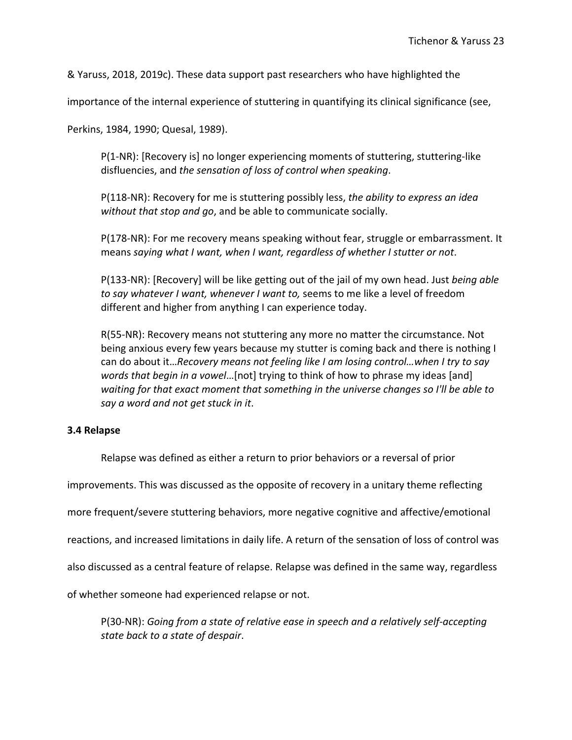& Yaruss, 2018, 2019c). These data support past researchers who have highlighted the importance of the internal experience of stuttering in quantifying its clinical significance (see, Perkins, 1984, 1990; Quesal, 1989).

> P(1-NR): [Recovery is] no longer experiencing moments of stuttering, stuttering-like disfluencies, and *the sensation of loss of control when speaking*.
>
> P(118-NR): Recovery for me is stuttering possibly less, *the ability to express an idea without that stop and go*, and be able to communicate socially.
>
> P(178-NR): For me recovery means speaking without fear, struggle or embarrassment. It means *saying what I want, when I want, regardless of whether I stutter or not*.
>
> P(133-NR): [Recovery] will be like getting out of the jail of my own head. Just *being able to say whatever I want, whenever I want to,* seems to me like a level of freedom different and higher from anything I can experience today.
>
> R(55-NR): Recovery means not stuttering any more no matter the circumstance. Not being anxious every few years because my stutter is coming back and there is nothing I can do about it…*Recovery means not feeling like I am losing control…when I try to say words that begin in a vowel*…[not] trying to think of how to phrase my ideas [and] *waiting for that exact moment that something in the universe changes so I'll be able to say a word and not get stuck in it*.

### 3.4 Relapse

Relapse was defined as either a return to prior behaviors or a reversal of prior improvements. This was discussed as the opposite of recovery in a unitary theme reflecting more frequent/severe stuttering behaviors, more negative cognitive and affective/emotional reactions, and increased limitations in daily life. A return of the sensation of loss of control was also discussed as a central feature of relapse. Relapse was defined in the same way, regardless of whether someone had experienced relapse or not.

> P(30-NR): *Going from a state of relative ease in speech and a relatively self-accepting state back to a state of despair*.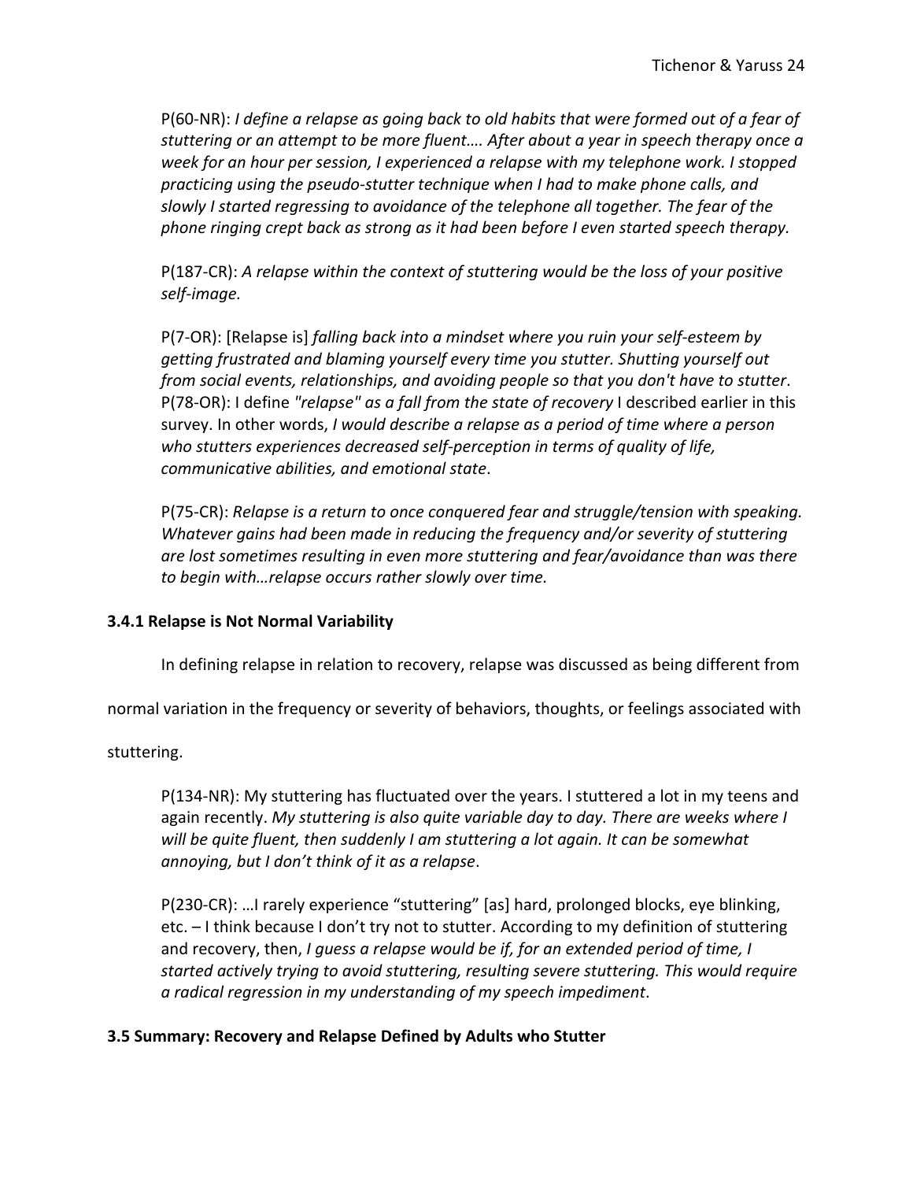P(60-NR): *I define a relapse as going back to old habits that were formed out of a fear of stuttering or an attempt to be more fluent…. After about a year in speech therapy once a week for an hour per session, I experienced a relapse with my telephone work. I stopped practicing using the pseudo-stutter technique when I had to make phone calls, and slowly I started regressing to avoidance of the telephone all together. The fear of the phone ringing crept back as strong as it had been before I even started speech therapy.*

P(187-CR): *A relapse within the context of stuttering would be the loss of your positive self-image.*

P(7-OR): [Relapse is] *falling back into a mindset where you ruin your self-esteem by getting frustrated and blaming yourself every time you stutter. Shutting yourself out from social events, relationships, and avoiding people so that you don't have to stutter*. P(78-OR): I define *"relapse" as a fall from the state of recovery* I described earlier in this survey. In other words, *I would describe a relapse as a period of time where a person who stutters experiences decreased self-perception in terms of quality of life, communicative abilities, and emotional state*.

P(75-CR): *Relapse is a return to once conquered fear and struggle/tension with speaking. Whatever gains had been made in reducing the frequency and/or severity of stuttering are lost sometimes resulting in even more stuttering and fear/avoidance than was there to begin with…relapse occurs rather slowly over time.*

### 3.4.1 Relapse is Not Normal Variability

In defining relapse in relation to recovery, relapse was discussed as being different from normal variation in the frequency or severity of behaviors, thoughts, or feelings associated with stuttering.

P(134-NR): My stuttering has fluctuated over the years. I stuttered a lot in my teens and again recently. *My stuttering is also quite variable day to day. There are weeks where I will be quite fluent, then suddenly I am stuttering a lot again. It can be somewhat annoying, but I don't think of it as a relapse*.

P(230-CR): …I rarely experience "stuttering" [as] hard, prolonged blocks, eye blinking, etc. – I think because I don't try not to stutter. According to my definition of stuttering and recovery, then, *I guess a relapse would be if, for an extended period of time, I started actively trying to avoid stuttering, resulting severe stuttering. This would require a radical regression in my understanding of my speech impediment*.

### 3.5 Summary: Recovery and Relapse Defined by Adults who Stutter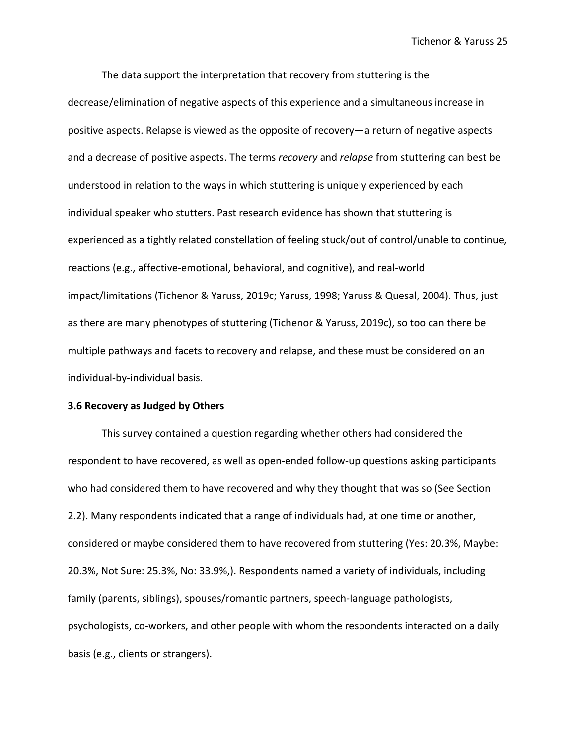The data support the interpretation that recovery from stuttering is the decrease/elimination of negative aspects of this experience and a simultaneous increase in positive aspects. Relapse is viewed as the opposite of recovery—a return of negative aspects and a decrease of positive aspects. The terms *recovery* and *relapse* from stuttering can best be understood in relation to the ways in which stuttering is uniquely experienced by each individual speaker who stutters. Past research evidence has shown that stuttering is experienced as a tightly related constellation of feeling stuck/out of control/unable to continue, reactions (e.g., affective-emotional, behavioral, and cognitive), and real-world impact/limitations (Tichenor & Yaruss, 2019c; Yaruss, 1998; Yaruss & Quesal, 2004). Thus, just as there are many phenotypes of stuttering (Tichenor & Yaruss, 2019c), so too can there be multiple pathways and facets to recovery and relapse, and these must be considered on an individual-by-individual basis.

### 3.6 Recovery as Judged by Others

This survey contained a question regarding whether others had considered the respondent to have recovered, as well as open-ended follow-up questions asking participants who had considered them to have recovered and why they thought that was so (See Section 2.2). Many respondents indicated that a range of individuals had, at one time or another, considered or maybe considered them to have recovered from stuttering (Yes: 20.3%, Maybe: 20.3%, Not Sure: 25.3%, No: 33.9%,). Respondents named a variety of individuals, including family (parents, siblings), spouses/romantic partners, speech-language pathologists, psychologists, co-workers, and other people with whom the respondents interacted on a daily basis (e.g., clients or strangers).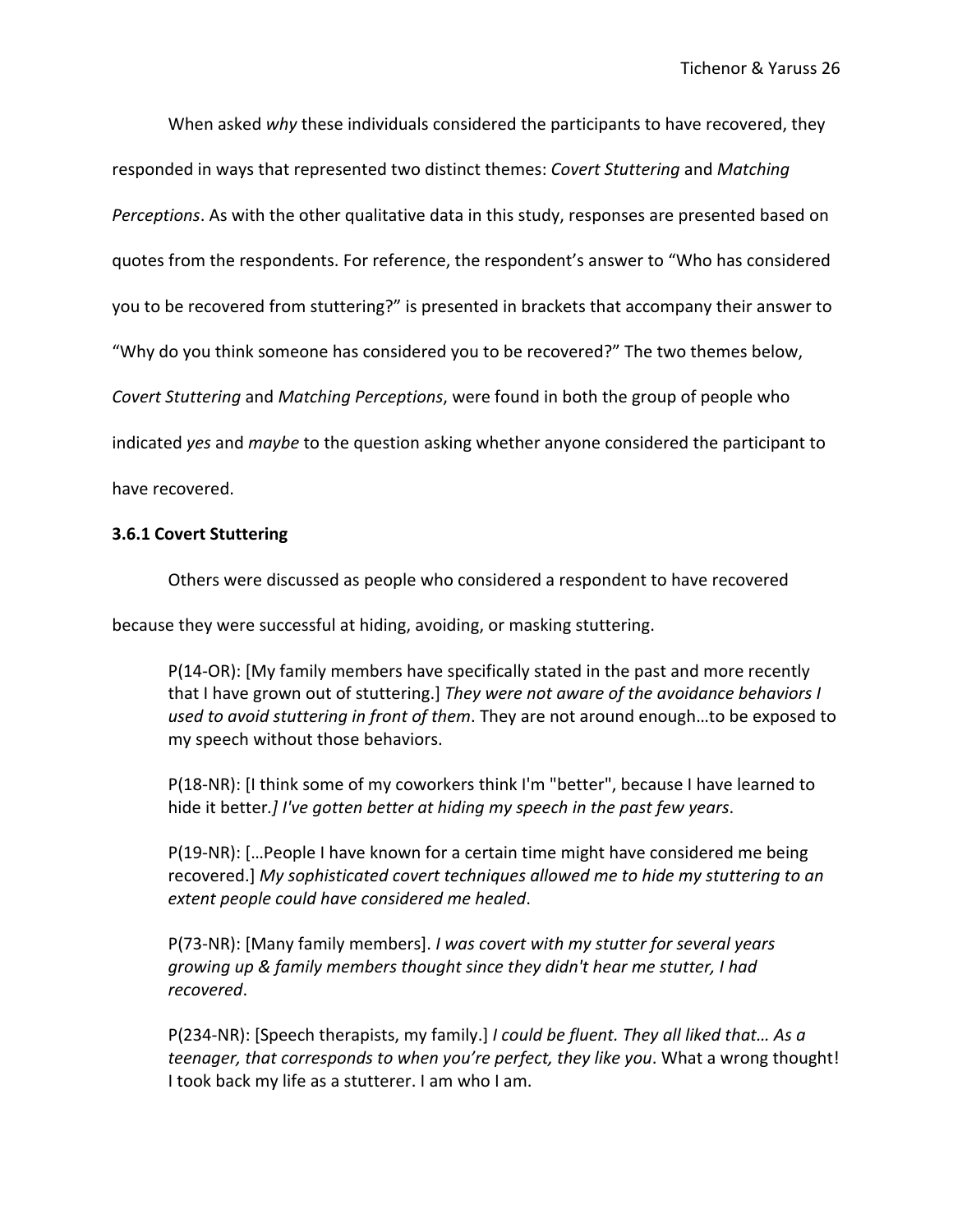When asked *why* these individuals considered the participants to have recovered, they responded in ways that represented two distinct themes: *Covert Stuttering* and *Matching Perceptions*. As with the other qualitative data in this study, responses are presented based on quotes from the respondents. For reference, the respondent's answer to "Who has considered you to be recovered from stuttering?" is presented in brackets that accompany their answer to "Why do you think someone has considered you to be recovered?" The two themes below, *Covert Stuttering* and *Matching Perceptions*, were found in both the group of people who indicated *yes* and *maybe* to the question asking whether anyone considered the participant to have recovered.

### 3.6.1 Covert Stuttering

Others were discussed as people who considered a respondent to have recovered because they were successful at hiding, avoiding, or masking stuttering.

> P(14-OR): [My family members have specifically stated in the past and more recently that I have grown out of stuttering.] *They were not aware of the avoidance behaviors I used to avoid stuttering in front of them*. They are not around enough…to be exposed to my speech without those behaviors.
>
> P(18-NR): [I think some of my coworkers think I'm "better", because I have learned to hide it better.*] I've gotten better at hiding my speech in the past few years*.
>
> P(19-NR): […People I have known for a certain time might have considered me being recovered.] *My sophisticated covert techniques allowed me to hide my stuttering to an extent people could have considered me healed*.
>
> P(73-NR): [Many family members]. *I was covert with my stutter for several years growing up & family members thought since they didn't hear me stutter, I had recovered*.
>
> P(234-NR): [Speech therapists, my family.] *I could be fluent. They all liked that… As a teenager, that corresponds to when you're perfect, they like you*. What a wrong thought! I took back my life as a stutterer. I am who I am.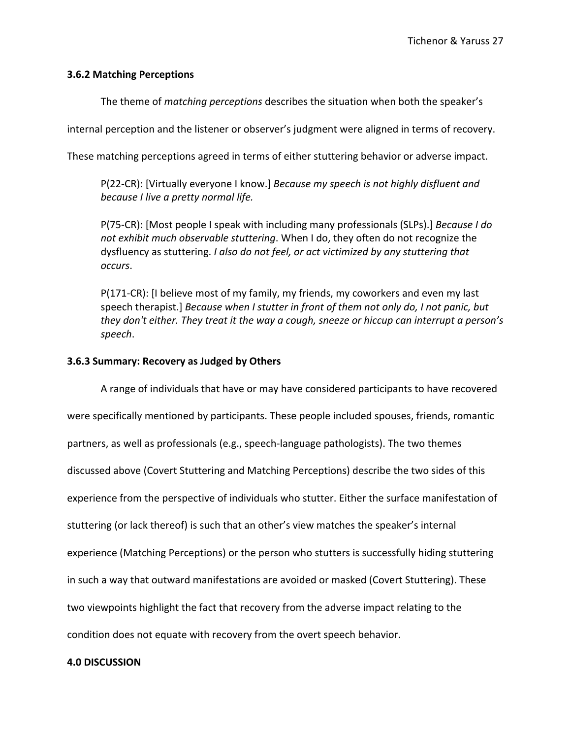### 3.6.2 Matching Perceptions

The theme of *matching perceptions* describes the situation when both the speaker's internal perception and the listener or observer's judgment were aligned in terms of recovery. These matching perceptions agreed in terms of either stuttering behavior or adverse impact.

> P(22-CR): [Virtually everyone I know.] *Because my speech is not highly disfluent and because I live a pretty normal life.*
>
> P(75-CR): [Most people I speak with including many professionals (SLPs).] *Because I do not exhibit much observable stuttering*. When I do, they often do not recognize the dysfluency as stuttering. *I also do not feel, or act victimized by any stuttering that occurs*.
>
> P(171-CR): [I believe most of my family, my friends, my coworkers and even my last speech therapist.] *Because when I stutter in front of them not only do, I not panic, but they don't either. They treat it the way a cough, sneeze or hiccup can interrupt a person's speech*.

### 3.6.3 Summary: Recovery as Judged by Others

A range of individuals that have or may have considered participants to have recovered were specifically mentioned by participants. These people included spouses, friends, romantic partners, as well as professionals (e.g., speech-language pathologists). The two themes discussed above (Covert Stuttering and Matching Perceptions) describe the two sides of this experience from the perspective of individuals who stutter. Either the surface manifestation of stuttering (or lack thereof) is such that an other's view matches the speaker's internal experience (Matching Perceptions) or the person who stutters is successfully hiding stuttering in such a way that outward manifestations are avoided or masked (Covert Stuttering). These two viewpoints highlight the fact that recovery from the adverse impact relating to the condition does not equate with recovery from the overt speech behavior.

## 4.0 DISCUSSION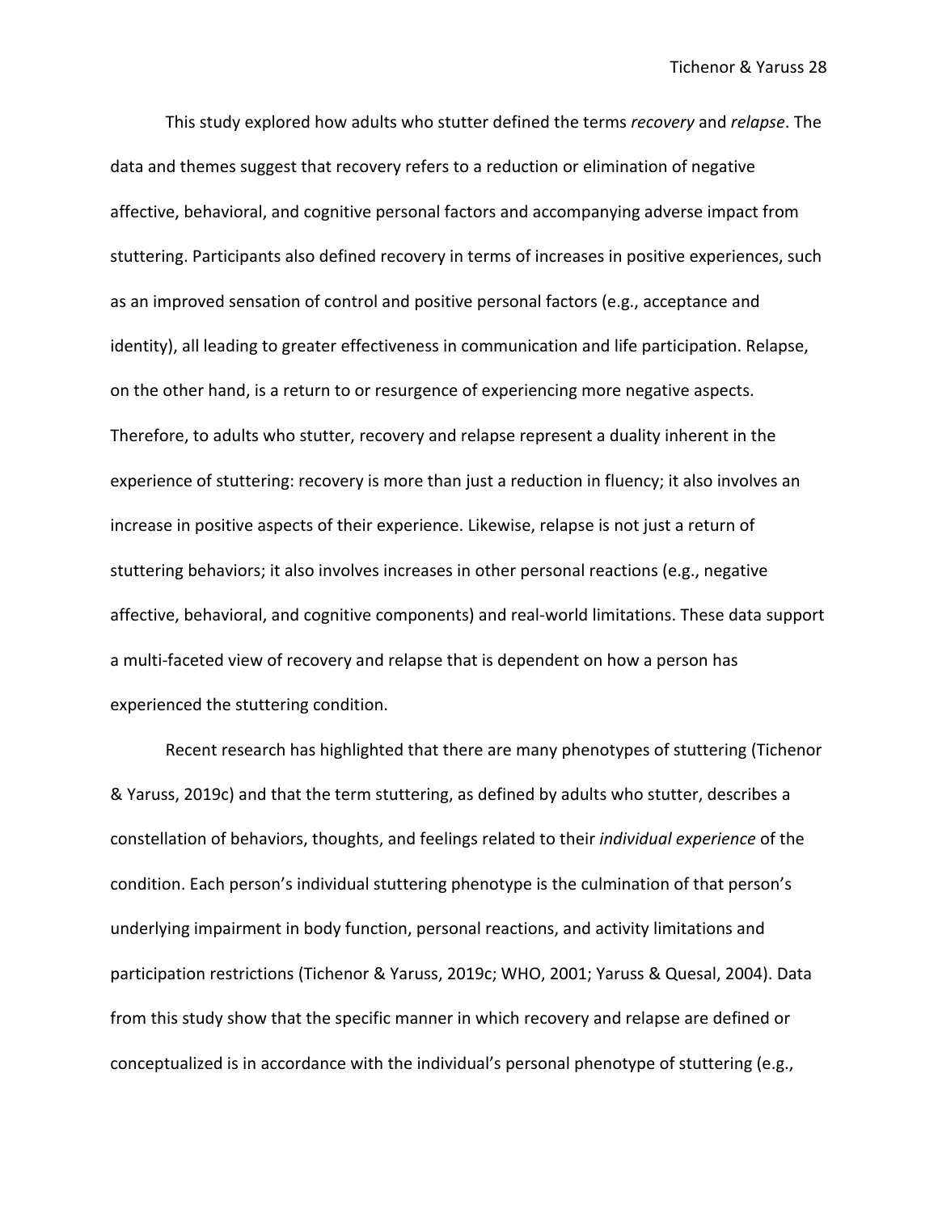This study explored how adults who stutter defined the terms *recovery* and *relapse*. The data and themes suggest that recovery refers to a reduction or elimination of negative affective, behavioral, and cognitive personal factors and accompanying adverse impact from stuttering. Participants also defined recovery in terms of increases in positive experiences, such as an improved sensation of control and positive personal factors (e.g., acceptance and identity), all leading to greater effectiveness in communication and life participation. Relapse, on the other hand, is a return to or resurgence of experiencing more negative aspects. Therefore, to adults who stutter, recovery and relapse represent a duality inherent in the experience of stuttering: recovery is more than just a reduction in fluency; it also involves an increase in positive aspects of their experience. Likewise, relapse is not just a return of stuttering behaviors; it also involves increases in other personal reactions (e.g., negative affective, behavioral, and cognitive components) and real-world limitations. These data support a multi-faceted view of recovery and relapse that is dependent on how a person has experienced the stuttering condition.

Recent research has highlighted that there are many phenotypes of stuttering (Tichenor & Yaruss, 2019c) and that the term stuttering, as defined by adults who stutter, describes a constellation of behaviors, thoughts, and feelings related to their *individual experience* of the condition. Each person's individual stuttering phenotype is the culmination of that person's underlying impairment in body function, personal reactions, and activity limitations and participation restrictions (Tichenor & Yaruss, 2019c; WHO, 2001; Yaruss & Quesal, 2004). Data from this study show that the specific manner in which recovery and relapse are defined or conceptualized is in accordance with the individual's personal phenotype of stuttering (e.g.,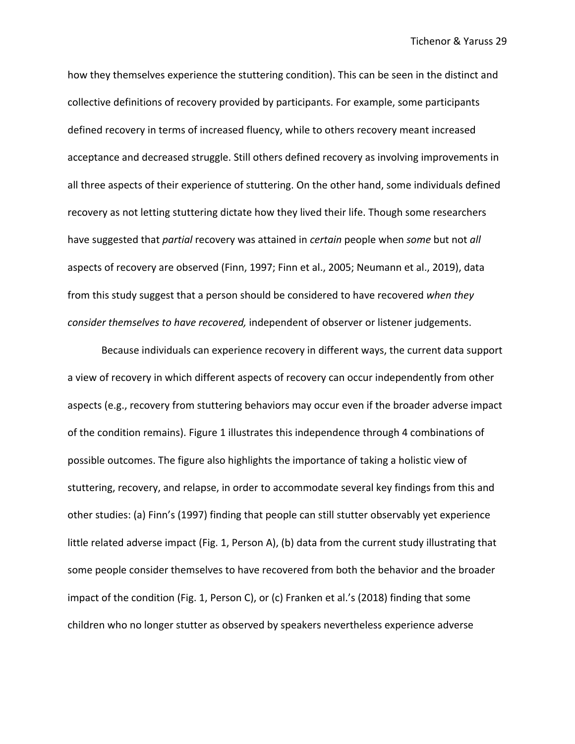how they themselves experience the stuttering condition). This can be seen in the distinct and collective definitions of recovery provided by participants. For example, some participants defined recovery in terms of increased fluency, while to others recovery meant increased acceptance and decreased struggle. Still others defined recovery as involving improvements in all three aspects of their experience of stuttering. On the other hand, some individuals defined recovery as not letting stuttering dictate how they lived their life. Though some researchers have suggested that *partial* recovery was attained in *certain* people when *some* but not *all* aspects of recovery are observed (Finn, 1997; Finn et al., 2005; Neumann et al., 2019), data from this study suggest that a person should be considered to have recovered *when they consider themselves to have recovered,* independent of observer or listener judgements.

Because individuals can experience recovery in different ways, the current data support a view of recovery in which different aspects of recovery can occur independently from other aspects (e.g., recovery from stuttering behaviors may occur even if the broader adverse impact of the condition remains). Figure 1 illustrates this independence through 4 combinations of possible outcomes. The figure also highlights the importance of taking a holistic view of stuttering, recovery, and relapse, in order to accommodate several key findings from this and other studies: (a) Finn's (1997) finding that people can still stutter observably yet experience little related adverse impact (Fig. 1, Person A), (b) data from the current study illustrating that some people consider themselves to have recovered from both the behavior and the broader impact of the condition (Fig. 1, Person C), or (c) Franken et al.'s (2018) finding that some children who no longer stutter as observed by speakers nevertheless experience adverse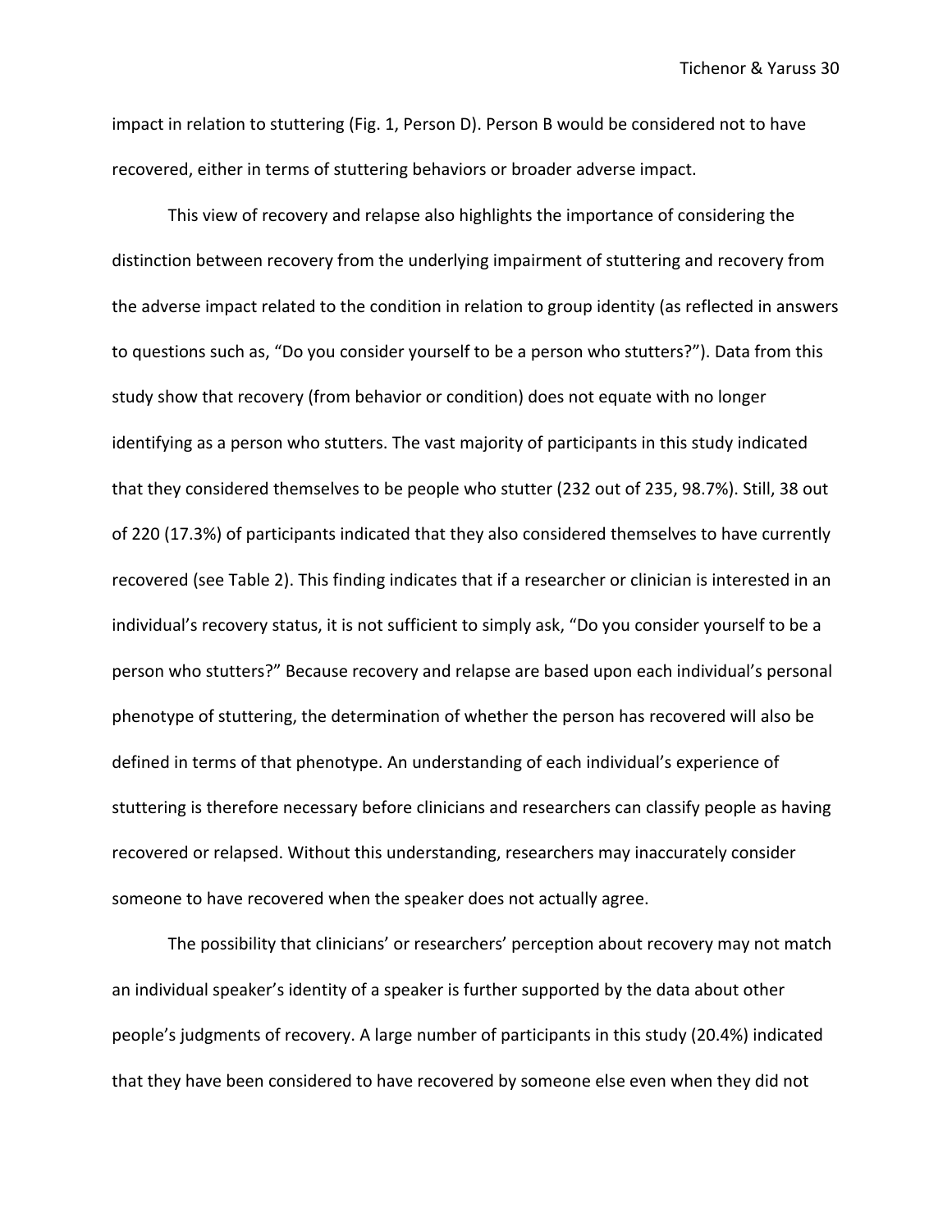impact in relation to stuttering (Fig. 1, Person D). Person B would be considered not to have recovered, either in terms of stuttering behaviors or broader adverse impact.

This view of recovery and relapse also highlights the importance of considering the distinction between recovery from the underlying impairment of stuttering and recovery from the adverse impact related to the condition in relation to group identity (as reflected in answers to questions such as, "Do you consider yourself to be a person who stutters?"). Data from this study show that recovery (from behavior or condition) does not equate with no longer identifying as a person who stutters. The vast majority of participants in this study indicated that they considered themselves to be people who stutter (232 out of 235, 98.7%). Still, 38 out of 220 (17.3%) of participants indicated that they also considered themselves to have currently recovered (see Table 2). This finding indicates that if a researcher or clinician is interested in an individual's recovery status, it is not sufficient to simply ask, "Do you consider yourself to be a person who stutters?" Because recovery and relapse are based upon each individual's personal phenotype of stuttering, the determination of whether the person has recovered will also be defined in terms of that phenotype. An understanding of each individual's experience of stuttering is therefore necessary before clinicians and researchers can classify people as having recovered or relapsed. Without this understanding, researchers may inaccurately consider someone to have recovered when the speaker does not actually agree.

The possibility that clinicians' or researchers' perception about recovery may not match an individual speaker's identity of a speaker is further supported by the data about other people's judgments of recovery. A large number of participants in this study (20.4%) indicated that they have been considered to have recovered by someone else even when they did not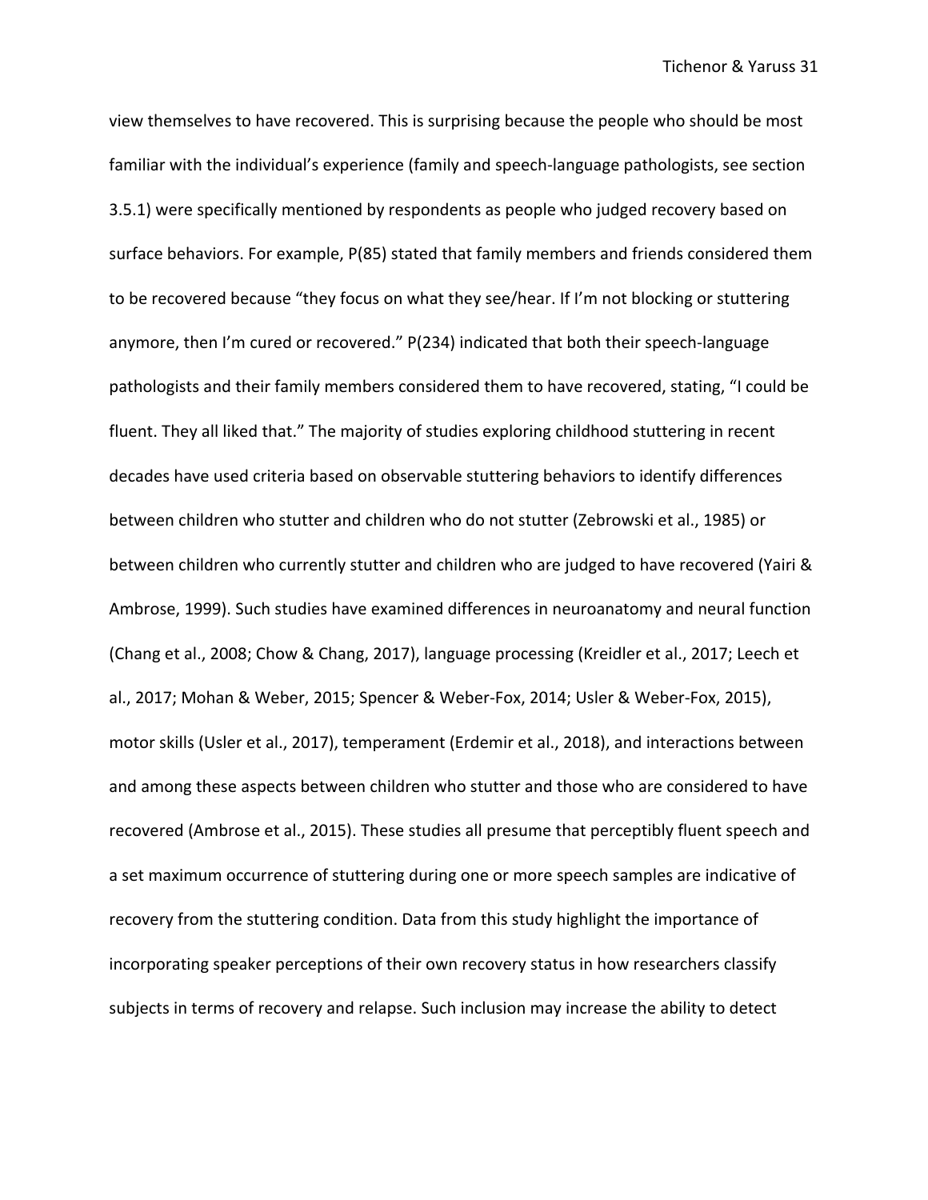view themselves to have recovered. This is surprising because the people who should be most familiar with the individual's experience (family and speech-language pathologists, see section 3.5.1) were specifically mentioned by respondents as people who judged recovery based on surface behaviors. For example, P(85) stated that family members and friends considered them to be recovered because "they focus on what they see/hear. If I'm not blocking or stuttering anymore, then I'm cured or recovered." P(234) indicated that both their speech-language pathologists and their family members considered them to have recovered, stating, "I could be fluent. They all liked that." The majority of studies exploring childhood stuttering in recent decades have used criteria based on observable stuttering behaviors to identify differences between children who stutter and children who do not stutter (Zebrowski et al., 1985) or between children who currently stutter and children who are judged to have recovered (Yairi & Ambrose, 1999). Such studies have examined differences in neuroanatomy and neural function (Chang et al., 2008; Chow & Chang, 2017), language processing (Kreidler et al., 2017; Leech et al., 2017; Mohan & Weber, 2015; Spencer & Weber-Fox, 2014; Usler & Weber-Fox, 2015), motor skills (Usler et al., 2017), temperament (Erdemir et al., 2018), and interactions between and among these aspects between children who stutter and those who are considered to have recovered (Ambrose et al., 2015). These studies all presume that perceptibly fluent speech and a set maximum occurrence of stuttering during one or more speech samples are indicative of recovery from the stuttering condition. Data from this study highlight the importance of incorporating speaker perceptions of their own recovery status in how researchers classify subjects in terms of recovery and relapse. Such inclusion may increase the ability to detect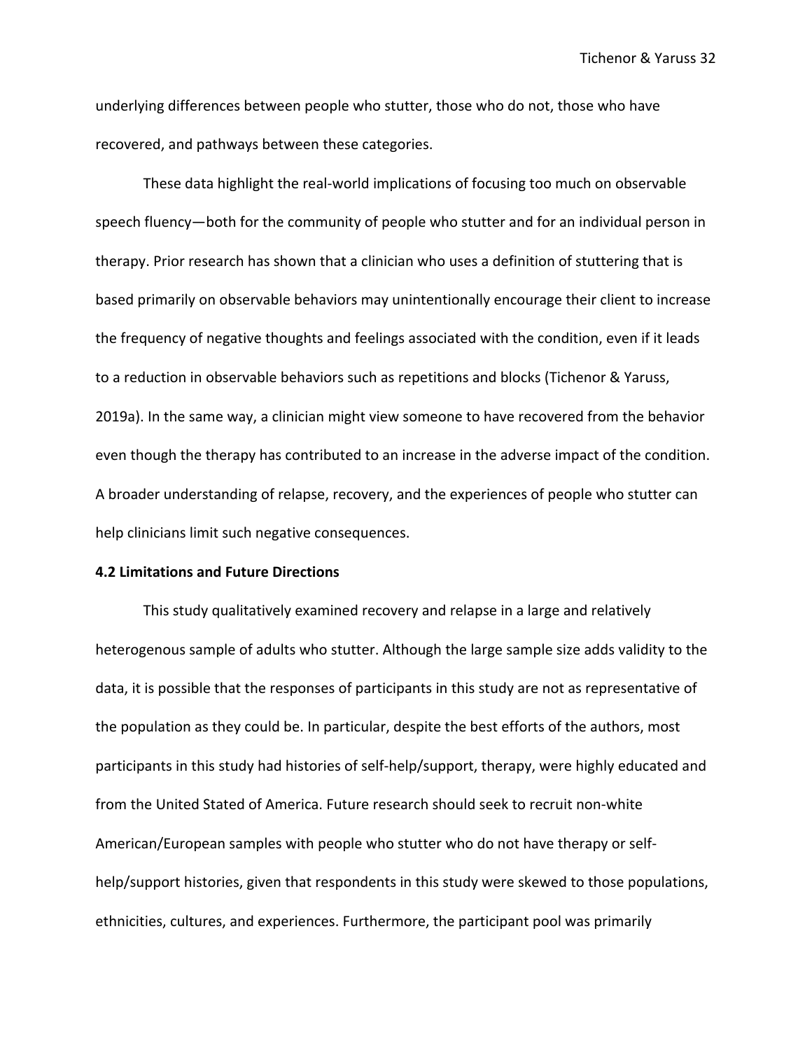underlying differences between people who stutter, those who do not, those who have recovered, and pathways between these categories.

These data highlight the real-world implications of focusing too much on observable speech fluency—both for the community of people who stutter and for an individual person in therapy. Prior research has shown that a clinician who uses a definition of stuttering that is based primarily on observable behaviors may unintentionally encourage their client to increase the frequency of negative thoughts and feelings associated with the condition, even if it leads to a reduction in observable behaviors such as repetitions and blocks (Tichenor & Yaruss, 2019a). In the same way, a clinician might view someone to have recovered from the behavior even though the therapy has contributed to an increase in the adverse impact of the condition. A broader understanding of relapse, recovery, and the experiences of people who stutter can help clinicians limit such negative consequences.

**4.2 Limitations and Future Directions**

This study qualitatively examined recovery and relapse in a large and relatively heterogenous sample of adults who stutter. Although the large sample size adds validity to the data, it is possible that the responses of participants in this study are not as representative of the population as they could be. In particular, despite the best efforts of the authors, most participants in this study had histories of self-help/support, therapy, were highly educated and from the United Stated of America. Future research should seek to recruit non-white American/European samples with people who stutter who do not have therapy or self-help/support histories, given that respondents in this study were skewed to those populations, ethnicities, cultures, and experiences. Furthermore, the participant pool was primarily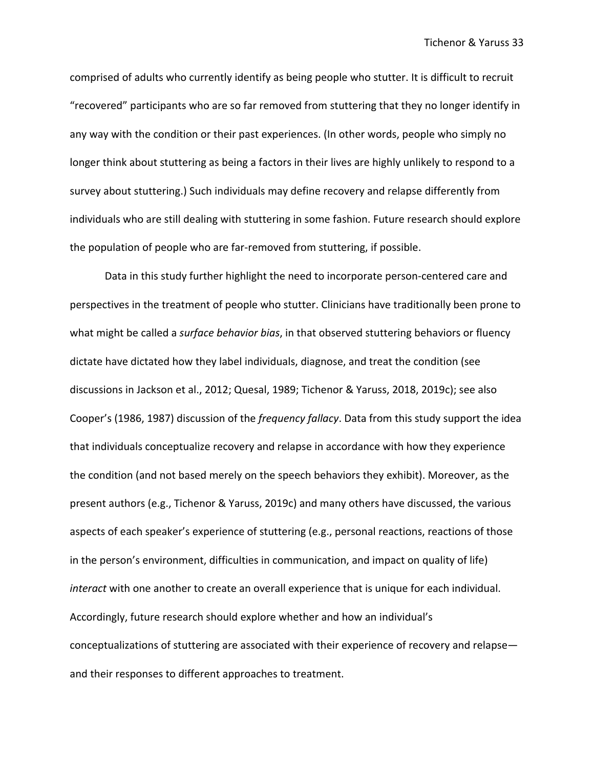comprised of adults who currently identify as being people who stutter. It is difficult to recruit "recovered" participants who are so far removed from stuttering that they no longer identify in any way with the condition or their past experiences. (In other words, people who simply no longer think about stuttering as being a factors in their lives are highly unlikely to respond to a survey about stuttering.) Such individuals may define recovery and relapse differently from individuals who are still dealing with stuttering in some fashion. Future research should explore the population of people who are far-removed from stuttering, if possible.

Data in this study further highlight the need to incorporate person-centered care and perspectives in the treatment of people who stutter. Clinicians have traditionally been prone to what might be called a *surface behavior bias*, in that observed stuttering behaviors or fluency dictate have dictated how they label individuals, diagnose, and treat the condition (see discussions in Jackson et al., 2012; Quesal, 1989; Tichenor & Yaruss, 2018, 2019c); see also Cooper's (1986, 1987) discussion of the *frequency fallacy*. Data from this study support the idea that individuals conceptualize recovery and relapse in accordance with how they experience the condition (and not based merely on the speech behaviors they exhibit). Moreover, as the present authors (e.g., Tichenor & Yaruss, 2019c) and many others have discussed, the various aspects of each speaker's experience of stuttering (e.g., personal reactions, reactions of those in the person's environment, difficulties in communication, and impact on quality of life) *interact* with one another to create an overall experience that is unique for each individual. Accordingly, future research should explore whether and how an individual's conceptualizations of stuttering are associated with their experience of recovery and relapse—and their responses to different approaches to treatment.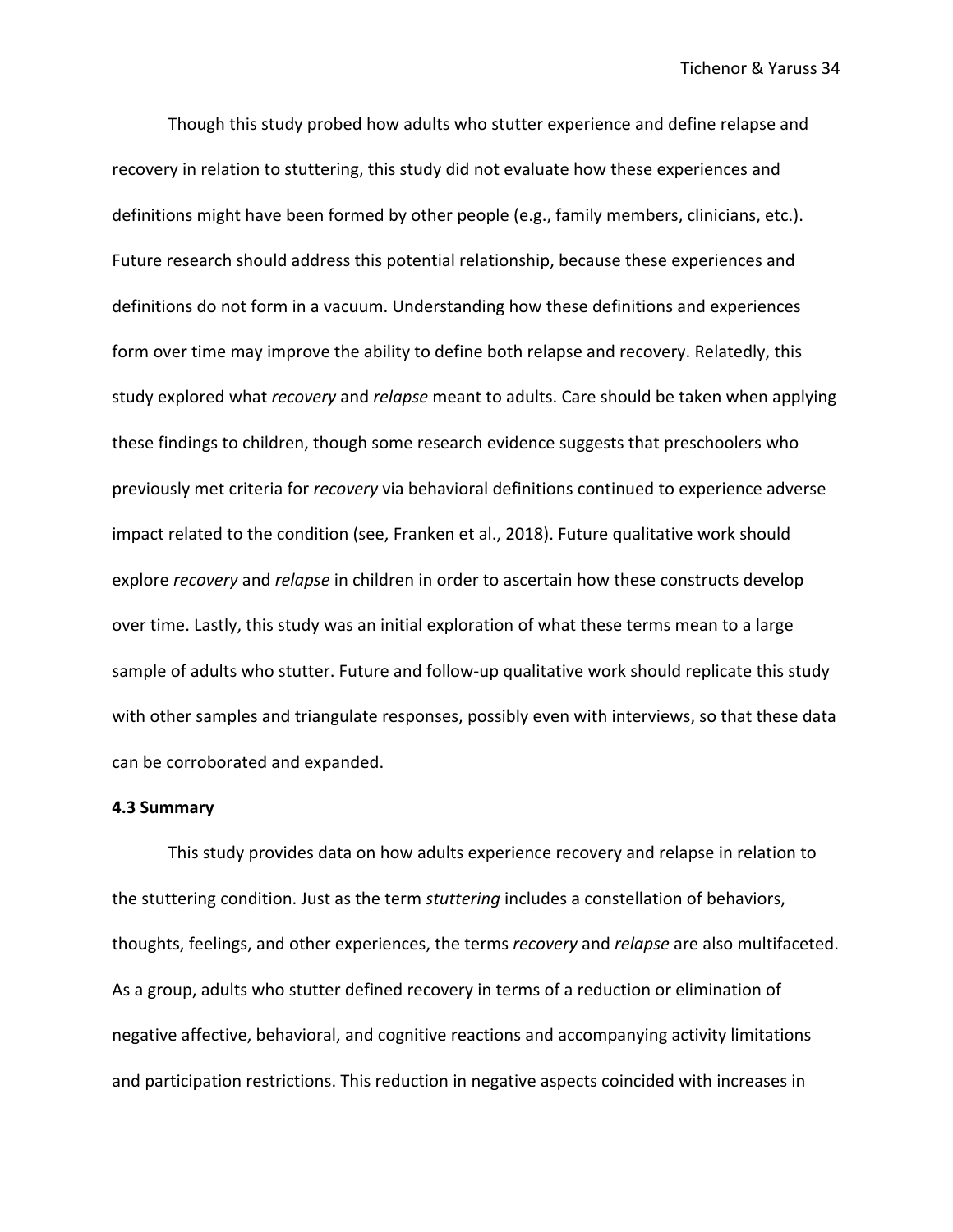Though this study probed how adults who stutter experience and define relapse and recovery in relation to stuttering, this study did not evaluate how these experiences and definitions might have been formed by other people (e.g., family members, clinicians, etc.). Future research should address this potential relationship, because these experiences and definitions do not form in a vacuum. Understanding how these definitions and experiences form over time may improve the ability to define both relapse and recovery. Relatedly, this study explored what *recovery* and *relapse* meant to adults. Care should be taken when applying these findings to children, though some research evidence suggests that preschoolers who previously met criteria for *recovery* via behavioral definitions continued to experience adverse impact related to the condition (see, Franken et al., 2018). Future qualitative work should explore *recovery* and *relapse* in children in order to ascertain how these constructs develop over time. Lastly, this study was an initial exploration of what these terms mean to a large sample of adults who stutter. Future and follow-up qualitative work should replicate this study with other samples and triangulate responses, possibly even with interviews, so that these data can be corroborated and expanded.

### 4.3 Summary

This study provides data on how adults experience recovery and relapse in relation to the stuttering condition. Just as the term *stuttering* includes a constellation of behaviors, thoughts, feelings, and other experiences, the terms *recovery* and *relapse* are also multifaceted. As a group, adults who stutter defined recovery in terms of a reduction or elimination of negative affective, behavioral, and cognitive reactions and accompanying activity limitations and participation restrictions. This reduction in negative aspects coincided with increases in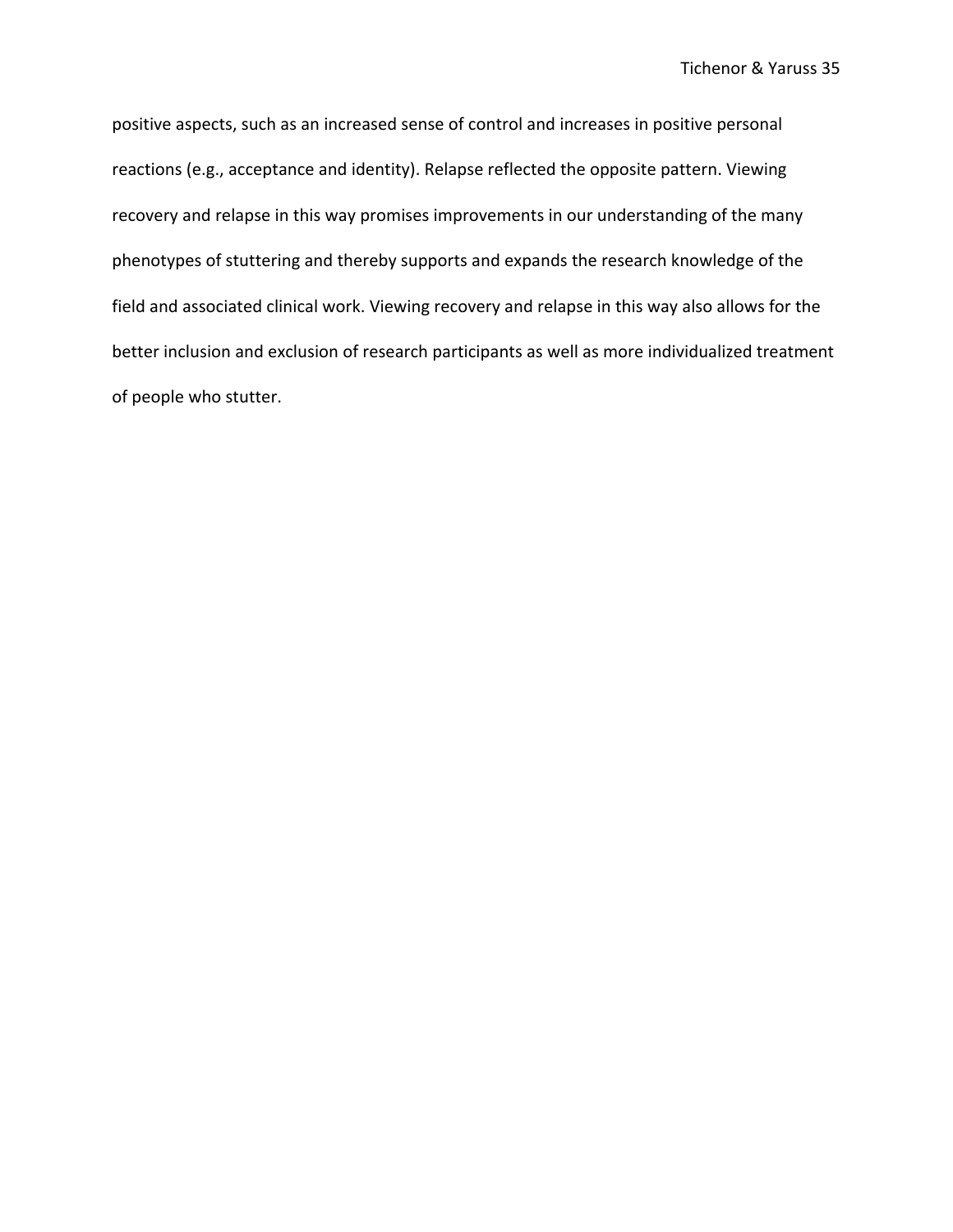positive aspects, such as an increased sense of control and increases in positive personal reactions (e.g., acceptance and identity). Relapse reflected the opposite pattern. Viewing recovery and relapse in this way promises improvements in our understanding of the many phenotypes of stuttering and thereby supports and expands the research knowledge of the field and associated clinical work. Viewing recovery and relapse in this way also allows for the better inclusion and exclusion of research participants as well as more individualized treatment of people who stutter.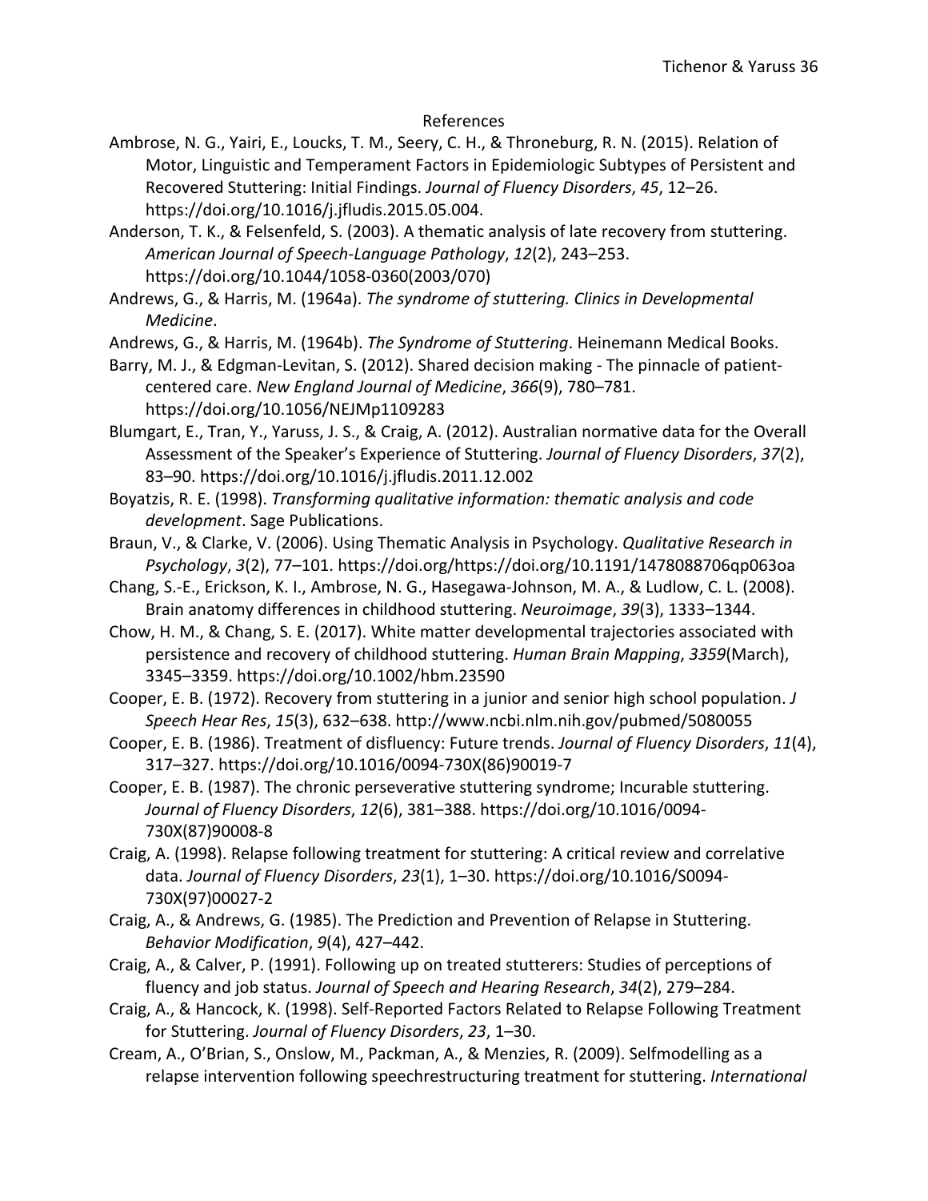# References

Ambrose, N. G., Yairi, E., Loucks, T. M., Seery, C. H., & Throneburg, R. N. (2015). Relation of Motor, Linguistic and Temperament Factors in Epidemiologic Subtypes of Persistent and Recovered Stuttering: Initial Findings. *Journal of Fluency Disorders*, *45*, 12–26. https://doi.org/10.1016/j.jfludis.2015.05.004.

Anderson, T. K., & Felsenfeld, S. (2003). A thematic analysis of late recovery from stuttering. *American Journal of Speech-Language Pathology*, *12*(2), 243–253. https://doi.org/10.1044/1058-0360(2003/070)

Andrews, G., & Harris, M. (1964a). *The syndrome of stuttering. Clinics in Developmental Medicine*.

Andrews, G., & Harris, M. (1964b). *The Syndrome of Stuttering*. Heinemann Medical Books.

Barry, M. J., & Edgman-Levitan, S. (2012). Shared decision making - The pinnacle of patient-centered care. *New England Journal of Medicine*, *366*(9), 780–781. https://doi.org/10.1056/NEJMp1109283

Blumgart, E., Tran, Y., Yaruss, J. S., & Craig, A. (2012). Australian normative data for the Overall Assessment of the Speaker's Experience of Stuttering. *Journal of Fluency Disorders*, *37*(2), 83–90. https://doi.org/10.1016/j.jfludis.2011.12.002

Boyatzis, R. E. (1998). *Transforming qualitative information: thematic analysis and code development*. Sage Publications.

Braun, V., & Clarke, V. (2006). Using Thematic Analysis in Psychology. *Qualitative Research in Psychology*, *3*(2), 77–101. https://doi.org/https://doi.org/10.1191/1478088706qp063oa

Chang, S.-E., Erickson, K. I., Ambrose, N. G., Hasegawa-Johnson, M. A., & Ludlow, C. L. (2008). Brain anatomy differences in childhood stuttering. *Neuroimage*, *39*(3), 1333–1344.

Chow, H. M., & Chang, S. E. (2017). White matter developmental trajectories associated with persistence and recovery of childhood stuttering. *Human Brain Mapping*, *3359*(March), 3345–3359. https://doi.org/10.1002/hbm.23590

Cooper, E. B. (1972). Recovery from stuttering in a junior and senior high school population. *J Speech Hear Res*, *15*(3), 632–638. http://www.ncbi.nlm.nih.gov/pubmed/5080055

Cooper, E. B. (1986). Treatment of disfluency: Future trends. *Journal of Fluency Disorders*, *11*(4), 317–327. https://doi.org/10.1016/0094-730X(86)90019-7

Cooper, E. B. (1987). The chronic perseverative stuttering syndrome; Incurable stuttering. *Journal of Fluency Disorders*, *12*(6), 381–388. https://doi.org/10.1016/0094-730X(87)90008-8

Craig, A. (1998). Relapse following treatment for stuttering: A critical review and correlative data. *Journal of Fluency Disorders*, *23*(1), 1–30. https://doi.org/10.1016/S0094-730X(97)00027-2

Craig, A., & Andrews, G. (1985). The Prediction and Prevention of Relapse in Stuttering. *Behavior Modification*, *9*(4), 427–442.

Craig, A., & Calver, P. (1991). Following up on treated stutterers: Studies of perceptions of fluency and job status. *Journal of Speech and Hearing Research*, *34*(2), 279–284.

Craig, A., & Hancock, K. (1998). Self-Reported Factors Related to Relapse Following Treatment for Stuttering. *Journal of Fluency Disorders*, *23*, 1–30.

Cream, A., O'Brian, S., Onslow, M., Packman, A., & Menzies, R. (2009). Selfmodelling as a relapse intervention following speechrestructuring treatment for stuttering. *International*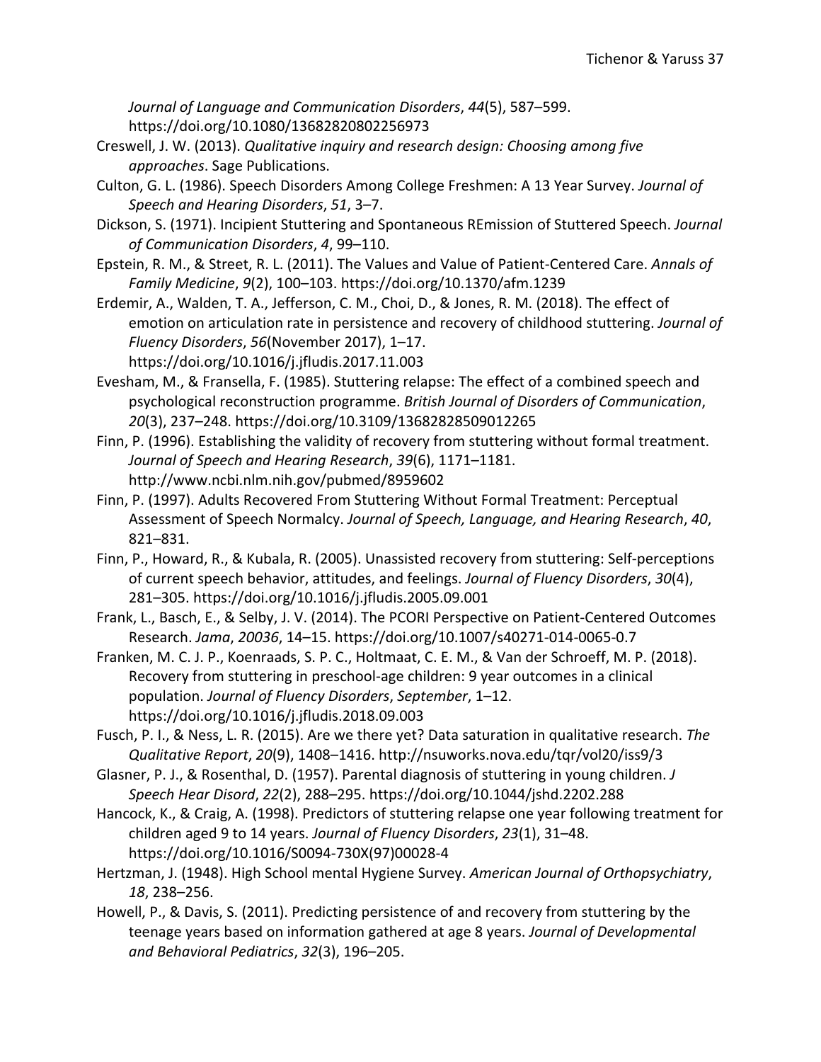*Journal of Language and Communication Disorders*, *44*(5), 587–599. https://doi.org/10.1080/13682820802256973

Creswell, J. W. (2013). *Qualitative inquiry and research design: Choosing among five approaches*. Sage Publications.

Culton, G. L. (1986). Speech Disorders Among College Freshmen: A 13 Year Survey. *Journal of Speech and Hearing Disorders*, *51*, 3–7.

Dickson, S. (1971). Incipient Stuttering and Spontaneous REmission of Stuttered Speech. *Journal of Communication Disorders*, *4*, 99–110.

Epstein, R. M., & Street, R. L. (2011). The Values and Value of Patient-Centered Care. *Annals of Family Medicine*, *9*(2), 100–103. https://doi.org/10.1370/afm.1239

Erdemir, A., Walden, T. A., Jefferson, C. M., Choi, D., & Jones, R. M. (2018). The effect of emotion on articulation rate in persistence and recovery of childhood stuttering. *Journal of Fluency Disorders*, *56*(November 2017), 1–17. https://doi.org/10.1016/j.jfludis.2017.11.003

Evesham, M., & Fransella, F. (1985). Stuttering relapse: The effect of a combined speech and psychological reconstruction programme. *British Journal of Disorders of Communication*, *20*(3), 237–248. https://doi.org/10.3109/13682828509012265

Finn, P. (1996). Establishing the validity of recovery from stuttering without formal treatment. *Journal of Speech and Hearing Research*, *39*(6), 1171–1181. http://www.ncbi.nlm.nih.gov/pubmed/8959602

Finn, P. (1997). Adults Recovered From Stuttering Without Formal Treatment: Perceptual Assessment of Speech Normalcy. *Journal of Speech, Language, and Hearing Research*, *40*, 821–831.

Finn, P., Howard, R., & Kubala, R. (2005). Unassisted recovery from stuttering: Self-perceptions of current speech behavior, attitudes, and feelings. *Journal of Fluency Disorders*, *30*(4), 281–305. https://doi.org/10.1016/j.jfludis.2005.09.001

Frank, L., Basch, E., & Selby, J. V. (2014). The PCORI Perspective on Patient-Centered Outcomes Research. *Jama*, *20036*, 14–15. https://doi.org/10.1007/s40271-014-0065-0.7

Franken, M. C. J. P., Koenraads, S. P. C., Holtmaat, C. E. M., & Van der Schroeff, M. P. (2018). Recovery from stuttering in preschool-age children: 9 year outcomes in a clinical population. *Journal of Fluency Disorders*, *September*, 1–12. https://doi.org/10.1016/j.jfludis.2018.09.003

Fusch, P. I., & Ness, L. R. (2015). Are we there yet? Data saturation in qualitative research. *The Qualitative Report*, *20*(9), 1408–1416. http://nsuworks.nova.edu/tqr/vol20/iss9/3

Glasner, P. J., & Rosenthal, D. (1957). Parental diagnosis of stuttering in young children. *J Speech Hear Disord*, *22*(2), 288–295. https://doi.org/10.1044/jshd.2202.288

Hancock, K., & Craig, A. (1998). Predictors of stuttering relapse one year following treatment for children aged 9 to 14 years. *Journal of Fluency Disorders*, *23*(1), 31–48. https://doi.org/10.1016/S0094-730X(97)00028-4

Hertzman, J. (1948). High School mental Hygiene Survey. *American Journal of Orthopsychiatry*, *18*, 238–256.

Howell, P., & Davis, S. (2011). Predicting persistence of and recovery from stuttering by the teenage years based on information gathered at age 8 years. *Journal of Developmental and Behavioral Pediatrics*, *32*(3), 196–205.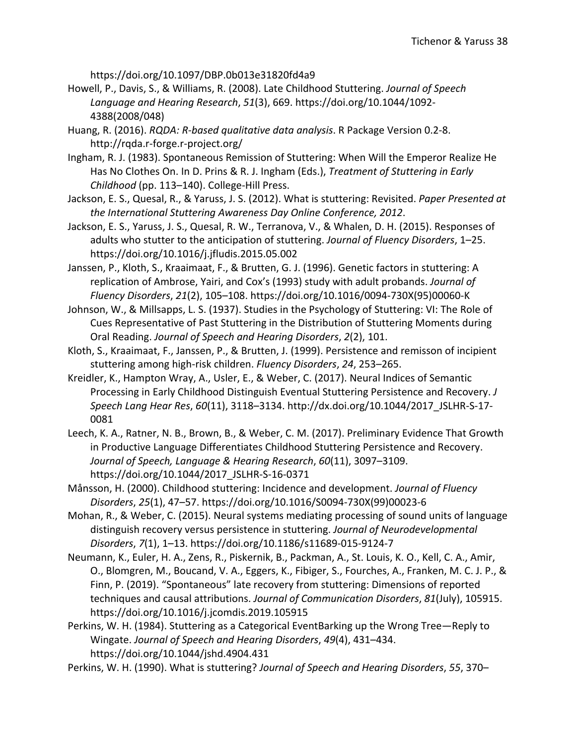https://doi.org/10.1097/DBP.0b013e31820fd4a9

Howell, P., Davis, S., & Williams, R. (2008). Late Childhood Stuttering. *Journal of Speech Language and Hearing Research*, *51*(3), 669. https://doi.org/10.1044/1092-4388(2008/048)

Huang, R. (2016). *RQDA: R-based qualitative data analysis*. R Package Version 0.2-8. http://rqda.r-forge.r-project.org/

Ingham, R. J. (1983). Spontaneous Remission of Stuttering: When Will the Emperor Realize He Has No Clothes On. In D. Prins & R. J. Ingham (Eds.), *Treatment of Stuttering in Early Childhood* (pp. 113–140). College-Hill Press.

Jackson, E. S., Quesal, R., & Yaruss, J. S. (2012). What is stuttering: Revisited. *Paper Presented at the International Stuttering Awareness Day Online Conference, 2012*.

Jackson, E. S., Yaruss, J. S., Quesal, R. W., Terranova, V., & Whalen, D. H. (2015). Responses of adults who stutter to the anticipation of stuttering. *Journal of Fluency Disorders*, 1–25. https://doi.org/10.1016/j.jfludis.2015.05.002

Janssen, P., Kloth, S., Kraaimaat, F., & Brutten, G. J. (1996). Genetic factors in stuttering: A replication of Ambrose, Yairi, and Cox's (1993) study with adult probands. *Journal of Fluency Disorders*, *21*(2), 105–108. https://doi.org/10.1016/0094-730X(95)00060-K

Johnson, W., & Millsapps, L. S. (1937). Studies in the Psychology of Stuttering: VI: The Role of Cues Representative of Past Stuttering in the Distribution of Stuttering Moments during Oral Reading. *Journal of Speech and Hearing Disorders*, *2*(2), 101.

Kloth, S., Kraaimaat, F., Janssen, P., & Brutten, J. (1999). Persistence and remisson of incipient stuttering among high-risk children. *Fluency Disorders*, *24*, 253–265.

Kreidler, K., Hampton Wray, A., Usler, E., & Weber, C. (2017). Neural Indices of Semantic Processing in Early Childhood Distinguish Eventual Stuttering Persistence and Recovery. *J Speech Lang Hear Res*, *60*(11), 3118–3134. http://dx.doi.org/10.1044/2017_JSLHR-S-17-0081

Leech, K. A., Ratner, N. B., Brown, B., & Weber, C. M. (2017). Preliminary Evidence That Growth in Productive Language Differentiates Childhood Stuttering Persistence and Recovery. *Journal of Speech, Language & Hearing Research*, *60*(11), 3097–3109. https://doi.org/10.1044/2017_JSLHR-S-16-0371

Månsson, H. (2000). Childhood stuttering: Incidence and development. *Journal of Fluency Disorders*, *25*(1), 47–57. https://doi.org/10.1016/S0094-730X(99)00023-6

Mohan, R., & Weber, C. (2015). Neural systems mediating processing of sound units of language distinguish recovery versus persistence in stuttering. *Journal of Neurodevelopmental Disorders*, *7*(1), 1–13. https://doi.org/10.1186/s11689-015-9124-7

Neumann, K., Euler, H. A., Zens, R., Piskernik, B., Packman, A., St. Louis, K. O., Kell, C. A., Amir, O., Blomgren, M., Boucand, V. A., Eggers, K., Fibiger, S., Fourches, A., Franken, M. C. J. P., & Finn, P. (2019). "Spontaneous" late recovery from stuttering: Dimensions of reported techniques and causal attributions. *Journal of Communication Disorders*, *81*(July), 105915. https://doi.org/10.1016/j.jcomdis.2019.105915

Perkins, W. H. (1984). Stuttering as a Categorical EventBarking up the Wrong Tree—Reply to Wingate. *Journal of Speech and Hearing Disorders*, *49*(4), 431–434. https://doi.org/10.1044/jshd.4904.431

Perkins, W. H. (1990). What is stuttering? *Journal of Speech and Hearing Disorders*, *55*, 370–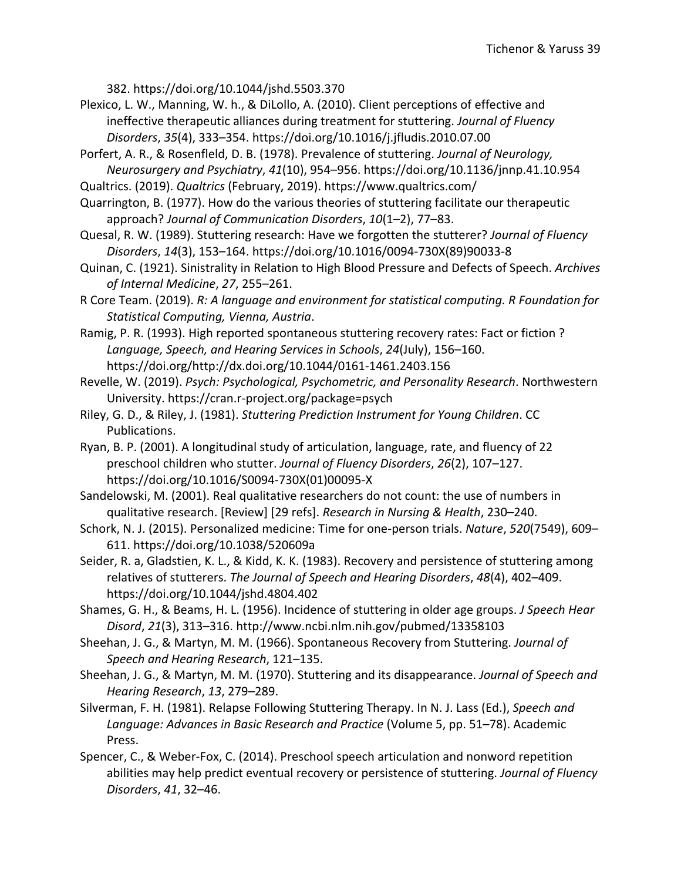382. https://doi.org/10.1044/jshd.5503.370

Plexico, L. W., Manning, W. h., & DiLollo, A. (2010). Client perceptions of effective and ineffective therapeutic alliances during treatment for stuttering. *Journal of Fluency Disorders*, *35*(4), 333–354. https://doi.org/10.1016/j.jfludis.2010.07.00

Porfert, A. R., & Rosenfleld, D. B. (1978). Prevalence of stuttering. *Journal of Neurology, Neurosurgery and Psychiatry*, *41*(10), 954–956. https://doi.org/10.1136/jnnp.41.10.954

Qualtrics. (2019). *Qualtrics* (February, 2019). https://www.qualtrics.com/

Quarrington, B. (1977). How do the various theories of stuttering facilitate our therapeutic approach? *Journal of Communication Disorders*, *10*(1–2), 77–83.

Quesal, R. W. (1989). Stuttering research: Have we forgotten the stutterer? *Journal of Fluency Disorders*, *14*(3), 153–164. https://doi.org/10.1016/0094-730X(89)90033-8

Quinan, C. (1921). Sinistrality in Relation to High Blood Pressure and Defects of Speech. *Archives of Internal Medicine*, *27*, 255–261.

R Core Team. (2019). *R: A language and environment for statistical computing. R Foundation for Statistical Computing, Vienna, Austria*.

Ramig, P. R. (1993). High reported spontaneous stuttering recovery rates: Fact or fiction ? *Language, Speech, and Hearing Services in Schools*, *24*(July), 156–160. https://doi.org/http://dx.doi.org/10.1044/0161-1461.2403.156

Revelle, W. (2019). *Psych: Psychological, Psychometric, and Personality Research*. Northwestern University. https://cran.r-project.org/package=psych

Riley, G. D., & Riley, J. (1981). *Stuttering Prediction Instrument for Young Children*. CC Publications.

Ryan, B. P. (2001). A longitudinal study of articulation, language, rate, and fluency of 22 preschool children who stutter. *Journal of Fluency Disorders*, *26*(2), 107–127. https://doi.org/10.1016/S0094-730X(01)00095-X

Sandelowski, M. (2001). Real qualitative researchers do not count: the use of numbers in qualitative research. [Review] [29 refs]. *Research in Nursing & Health*, 230–240.

Schork, N. J. (2015). Personalized medicine: Time for one-person trials. *Nature*, *520*(7549), 609–611. https://doi.org/10.1038/520609a

Seider, R. a, Gladstien, K. L., & Kidd, K. K. (1983). Recovery and persistence of stuttering among relatives of stutterers. *The Journal of Speech and Hearing Disorders*, *48*(4), 402–409. https://doi.org/10.1044/jshd.4804.402

Shames, G. H., & Beams, H. L. (1956). Incidence of stuttering in older age groups. *J Speech Hear Disord*, *21*(3), 313–316. http://www.ncbi.nlm.nih.gov/pubmed/13358103

Sheehan, J. G., & Martyn, M. M. (1966). Spontaneous Recovery from Stuttering. *Journal of Speech and Hearing Research*, 121–135.

Sheehan, J. G., & Martyn, M. M. (1970). Stuttering and its disappearance. *Journal of Speech and Hearing Research*, *13*, 279–289.

Silverman, F. H. (1981). Relapse Following Stuttering Therapy. In N. J. Lass (Ed.), *Speech and Language: Advances in Basic Research and Practice* (Volume 5, pp. 51–78). Academic Press.

Spencer, C., & Weber-Fox, C. (2014). Preschool speech articulation and nonword repetition abilities may help predict eventual recovery or persistence of stuttering. *Journal of Fluency Disorders*, *41*, 32–46.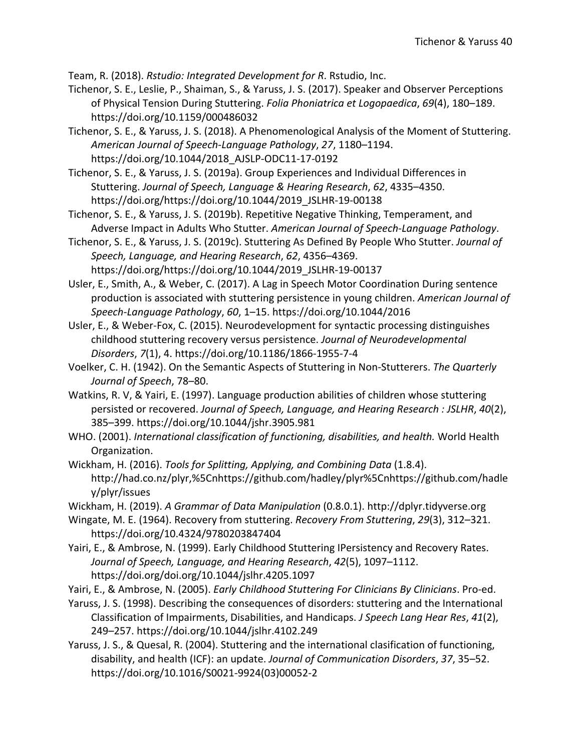Team, R. (2018). *Rstudio: Integrated Development for R*. Rstudio, Inc.

Tichenor, S. E., Leslie, P., Shaiman, S., & Yaruss, J. S. (2017). Speaker and Observer Perceptions of Physical Tension During Stuttering. *Folia Phoniatrica et Logopaedica*, *69*(4), 180–189. https://doi.org/10.1159/000486032

Tichenor, S. E., & Yaruss, J. S. (2018). A Phenomenological Analysis of the Moment of Stuttering. *American Journal of Speech-Language Pathology*, *27*, 1180–1194. https://doi.org/10.1044/2018_AJSLP-ODC11-17-0192

Tichenor, S. E., & Yaruss, J. S. (2019a). Group Experiences and Individual Differences in Stuttering. *Journal of Speech, Language & Hearing Research*, *62*, 4335–4350. https://doi.org/https://doi.org/10.1044/2019_JSLHR-19-00138

Tichenor, S. E., & Yaruss, J. S. (2019b). Repetitive Negative Thinking, Temperament, and Adverse Impact in Adults Who Stutter. *American Journal of Speech-Language Pathology*.

Tichenor, S. E., & Yaruss, J. S. (2019c). Stuttering As Defined By People Who Stutter. *Journal of Speech, Language, and Hearing Research*, *62*, 4356–4369. https://doi.org/https://doi.org/10.1044/2019_JSLHR-19-00137

Usler, E., Smith, A., & Weber, C. (2017). A Lag in Speech Motor Coordination During sentence production is associated with stuttering persistence in young children. *American Journal of Speech-Language Pathology*, *60*, 1–15. https://doi.org/10.1044/2016

Usler, E., & Weber-Fox, C. (2015). Neurodevelopment for syntactic processing distinguishes childhood stuttering recovery versus persistence. *Journal of Neurodevelopmental Disorders*, *7*(1), 4. https://doi.org/10.1186/1866-1955-7-4

Voelker, C. H. (1942). On the Semantic Aspects of Stuttering in Non-Stutterers. *The Quarterly Journal of Speech*, 78–80.

Watkins, R. V, & Yairi, E. (1997). Language production abilities of children whose stuttering persisted or recovered. *Journal of Speech, Language, and Hearing Research : JSLHR*, *40*(2), 385–399. https://doi.org/10.1044/jshr.3905.981

WHO. (2001). *International classification of functioning, disabilities, and health.* World Health Organization.

Wickham, H. (2016). *Tools for Splitting, Applying, and Combining Data* (1.8.4). http://had.co.nz/plyr,%5Cnhttps://github.com/hadley/plyr%5Cnhttps://github.com/hadley/plyr/issues

Wickham, H. (2019). *A Grammar of Data Manipulation* (0.8.0.1). http://dplyr.tidyverse.org

Wingate, M. E. (1964). Recovery from stuttering. *Recovery From Stuttering*, *29*(3), 312–321. https://doi.org/10.4324/9780203847404

Yairi, E., & Ambrose, N. (1999). Early Childhood Stuttering IPersistency and Recovery Rates. *Journal of Speech, Language, and Hearing Research*, *42*(5), 1097–1112. https://doi.org/doi.org/10.1044/jslhr.4205.1097

Yairi, E., & Ambrose, N. (2005). *Early Childhood Stuttering For Clinicians By Clinicians*. Pro-ed.

Yaruss, J. S. (1998). Describing the consequences of disorders: stuttering and the International Classification of Impairments, Disabilities, and Handicaps. *J Speech Lang Hear Res*, *41*(2), 249–257. https://doi.org/10.1044/jslhr.4102.249

Yaruss, J. S., & Quesal, R. (2004). Stuttering and the international clasification of functioning, disability, and health (ICF): an update. *Journal of Communication Disorders*, *37*, 35–52. https://doi.org/10.1016/S0021-9924(03)00052-2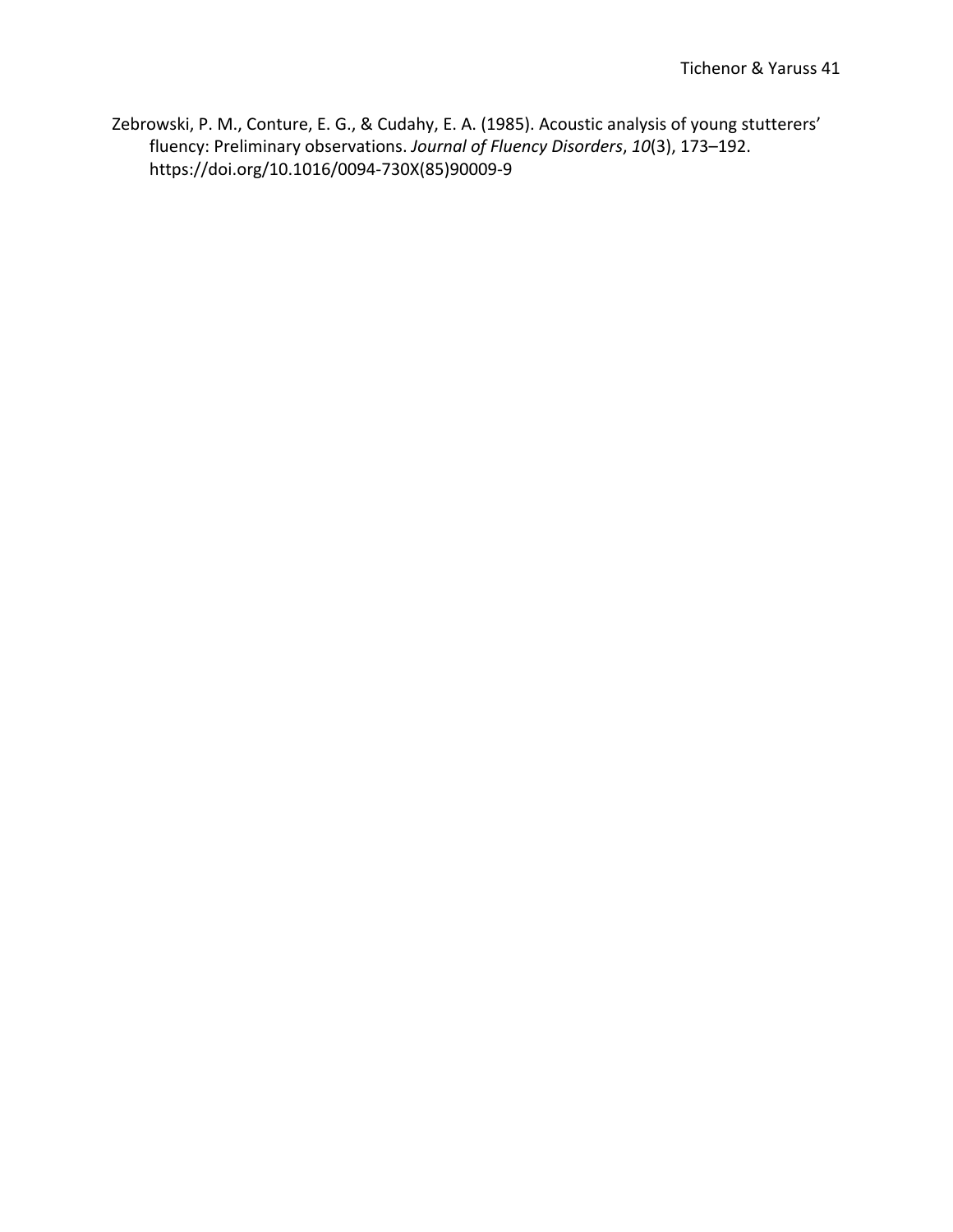Zebrowski, P. M., Conture, E. G., & Cudahy, E. A. (1985). Acoustic analysis of young stutterers' fluency: Preliminary observations. *Journal of Fluency Disorders*, *10*(3), 173–192. https://doi.org/10.1016/0094-730X(85)90009-9